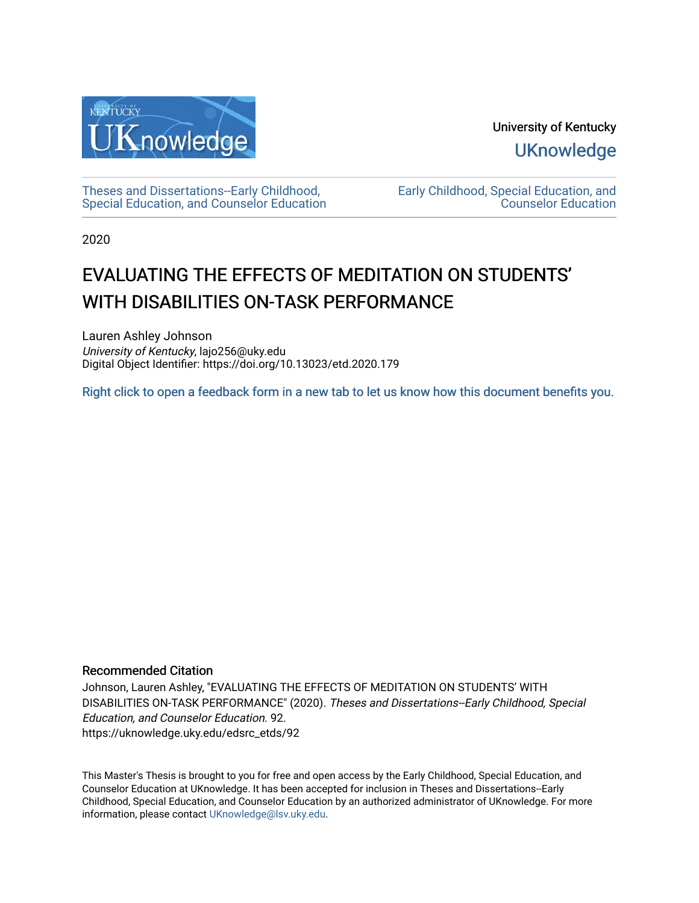University of Kentucky

UKnowledge

Theses and Dissertations--Early Childhood, Special Education, and Counselor Education

Early Childhood, Special Education, and Counselor Education

2020

# EVALUATING THE EFFECTS OF MEDITATION ON STUDENTS' WITH DISABILITIES ON-TASK PERFORMANCE

Lauren Ashley Johnson
*University of Kentucky*, lajo256@uky.edu
Digital Object Identifier: https://doi.org/10.13023/etd.2020.179

Right click to open a feedback form in a new tab to let us know how this document benefits you.

## Recommended Citation

Johnson, Lauren Ashley, "EVALUATING THE EFFECTS OF MEDITATION ON STUDENTS' WITH DISABILITIES ON-TASK PERFORMANCE" (2020). *Theses and Dissertations--Early Childhood, Special Education, and Counselor Education*. 92.
https://uknowledge.uky.edu/edsrc_etds/92

This Master's Thesis is brought to you for free and open access by the Early Childhood, Special Education, and Counselor Education at UKnowledge. It has been accepted for inclusion in Theses and Dissertations--Early Childhood, Special Education, and Counselor Education by an authorized administrator of UKnowledge. For more information, please contact UKnowledge@lsv.uky.edu.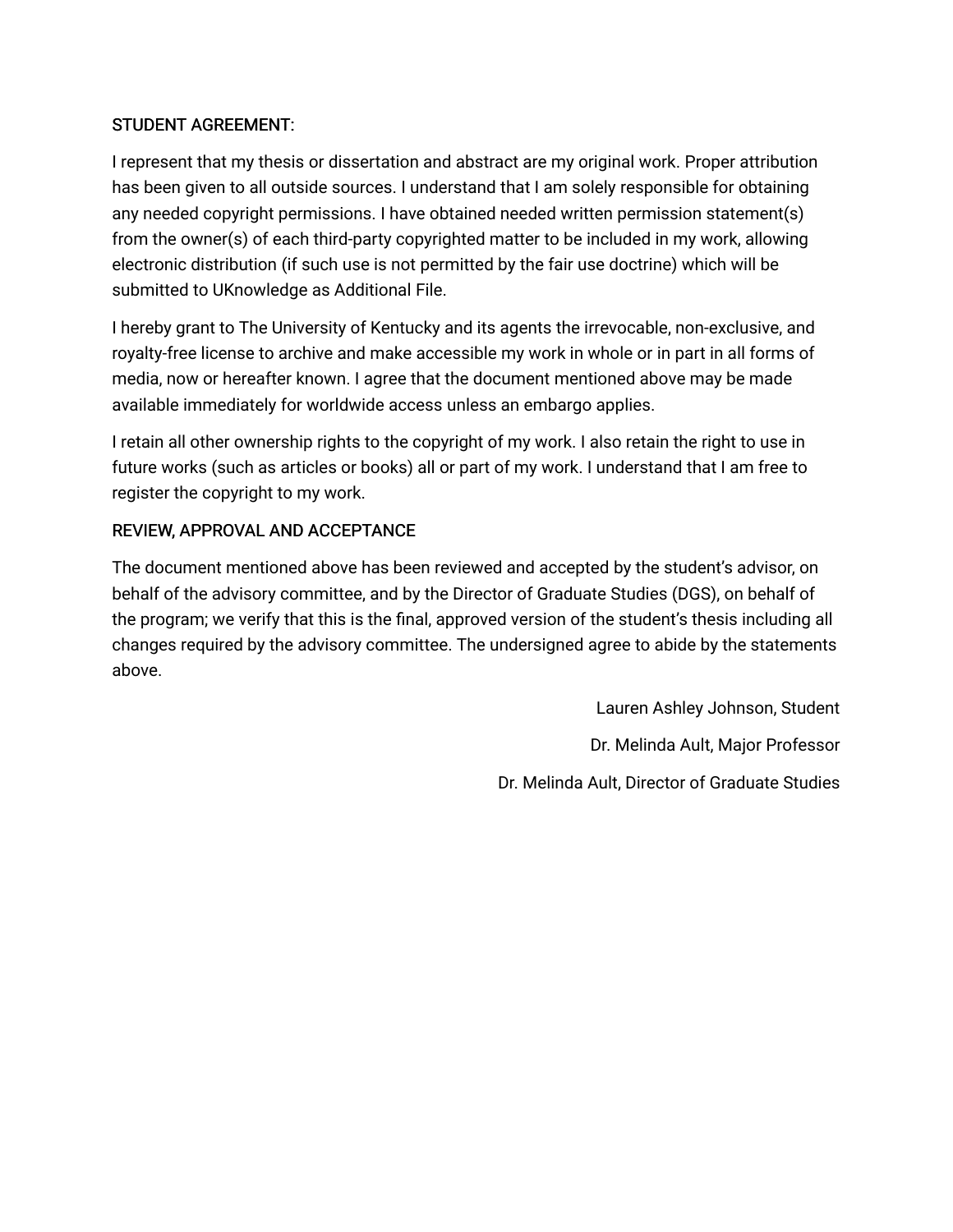STUDENT AGREEMENT:

I represent that my thesis or dissertation and abstract are my original work. Proper attribution has been given to all outside sources. I understand that I am solely responsible for obtaining any needed copyright permissions. I have obtained needed written permission statement(s) from the owner(s) of each third-party copyrighted matter to be included in my work, allowing electronic distribution (if such use is not permitted by the fair use doctrine) which will be submitted to UKnowledge as Additional File.

I hereby grant to The University of Kentucky and its agents the irrevocable, non-exclusive, and royalty-free license to archive and make accessible my work in whole or in part in all forms of media, now or hereafter known. I agree that the document mentioned above may be made available immediately for worldwide access unless an embargo applies.

I retain all other ownership rights to the copyright of my work. I also retain the right to use in future works (such as articles or books) all or part of my work. I understand that I am free to register the copyright to my work.

REVIEW, APPROVAL AND ACCEPTANCE

The document mentioned above has been reviewed and accepted by the student's advisor, on behalf of the advisory committee, and by the Director of Graduate Studies (DGS), on behalf of the program; we verify that this is the final, approved version of the student's thesis including all changes required by the advisory committee. The undersigned agree to abide by the statements above.

Lauren Ashley Johnson, Student

Dr. Melinda Ault, Major Professor

Dr. Melinda Ault, Director of Graduate Studies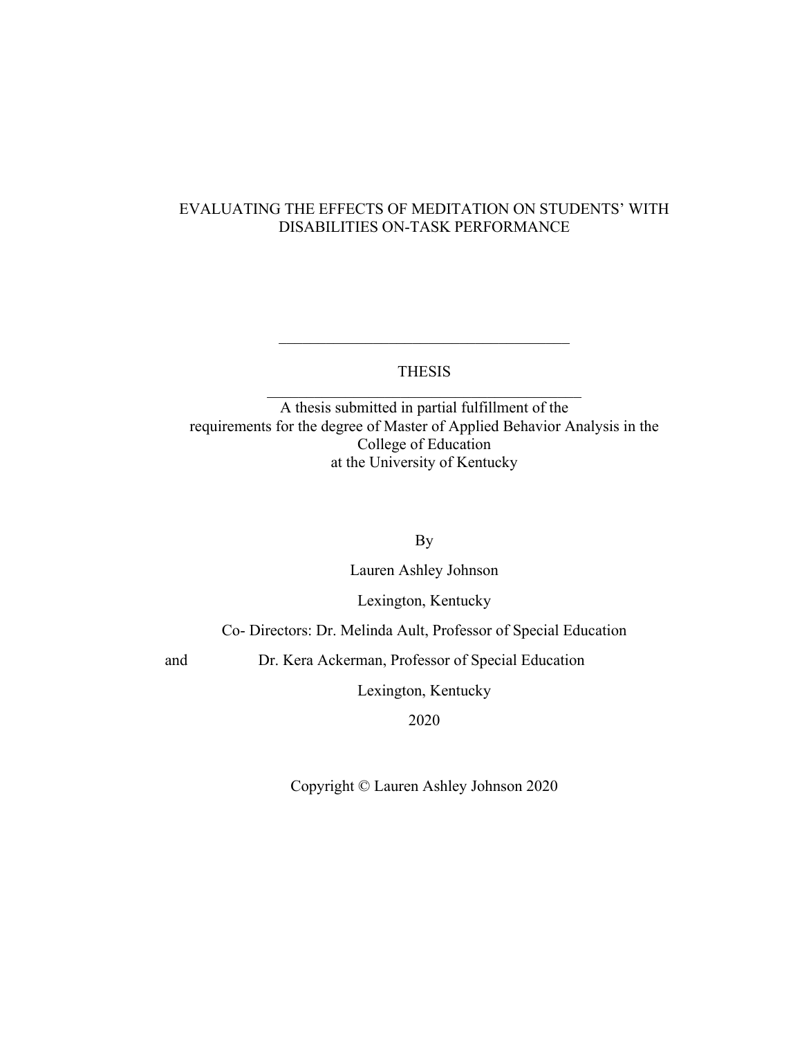EVALUATING THE EFFECTS OF MEDITATION ON STUDENTS' WITH DISABILITIES ON-TASK PERFORMANCE

---

THESIS

---

A thesis submitted in partial fulfillment of the requirements for the degree of Master of Applied Behavior Analysis in the College of Education at the University of Kentucky

By

Lauren Ashley Johnson

Lexington, Kentucky

Co- Directors: Dr. Melinda Ault, Professor of Special Education

and Dr. Kera Ackerman, Professor of Special Education

Lexington, Kentucky

2020

Copyright © Lauren Ashley Johnson 2020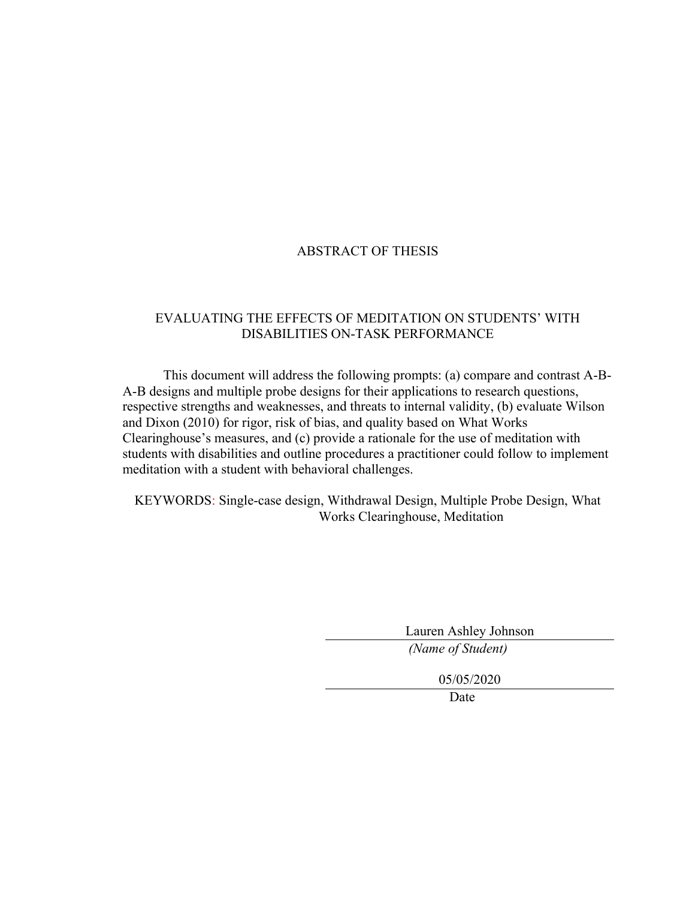# ABSTRACT OF THESIS

## EVALUATING THE EFFECTS OF MEDITATION ON STUDENTS' WITH DISABILITIES ON-TASK PERFORMANCE

This document will address the following prompts: (a) compare and contrast A-B-A-B designs and multiple probe designs for their applications to research questions, respective strengths and weaknesses, and threats to internal validity, (b) evaluate Wilson and Dixon (2010) for rigor, risk of bias, and quality based on What Works Clearinghouse's measures, and (c) provide a rationale for the use of meditation with students with disabilities and outline procedures a practitioner could follow to implement meditation with a student with behavioral challenges.

KEYWORDS: Single-case design, Withdrawal Design, Multiple Probe Design, What Works Clearinghouse, Meditation

Lauren Ashley Johnson
*(Name of Student)*

05/05/2020
Date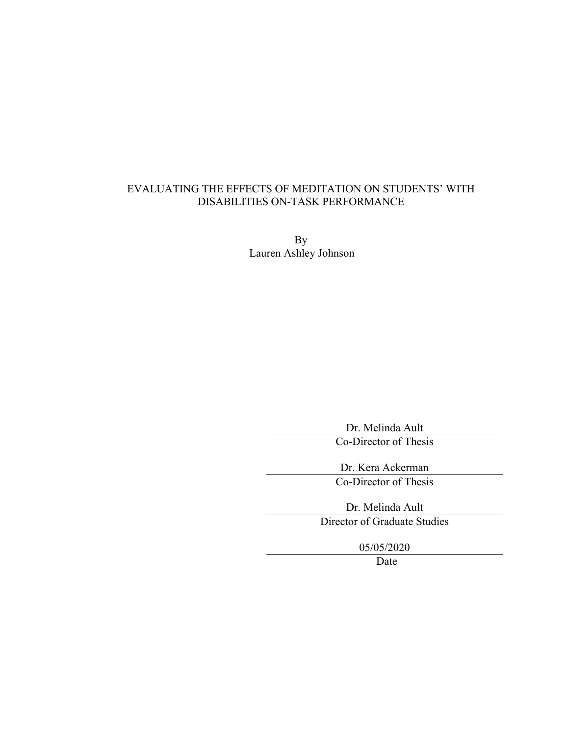EVALUATING THE EFFECTS OF MEDITATION ON STUDENTS' WITH DISABILITIES ON-TASK PERFORMANCE

By
Lauren Ashley Johnson

Dr. Melinda Ault
Co-Director of Thesis

Dr. Kera Ackerman
Co-Director of Thesis

Dr. Melinda Ault
Director of Graduate Studies

05/05/2020
Date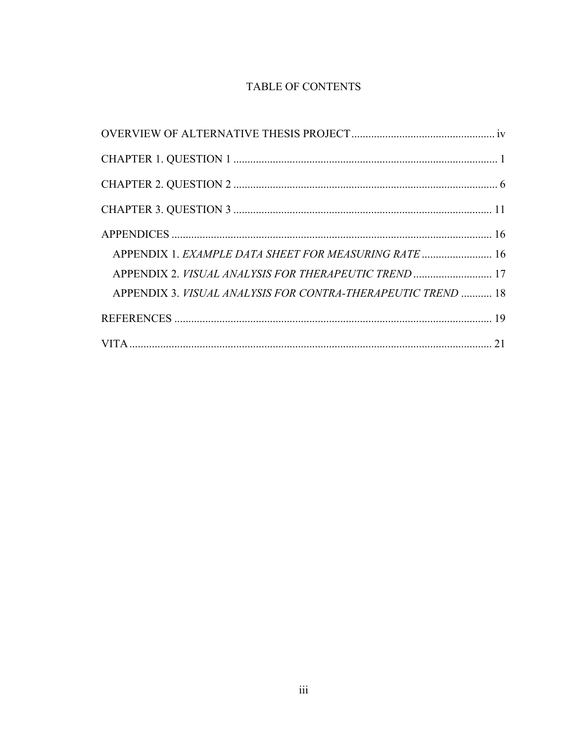# TABLE OF CONTENTS

OVERVIEW OF ALTERNATIVE THESIS PROJECT .................................................. iv

CHAPTER 1. QUESTION 1 .............................................................................................. 1

CHAPTER 2. QUESTION 2 .............................................................................................. 6

CHAPTER 3. QUESTION 3 ............................................................................................ 11

APPENDICES .................................................................................................................. 16

- APPENDIX 1. *EXAMPLE DATA SHEET FOR MEASURING RATE* ......................... 16
- APPENDIX 2. *VISUAL ANALYSIS FOR THERAPEUTIC TREND* ............................ 17
- APPENDIX 3. *VISUAL ANALYSIS FOR CONTRA-THERAPEUTIC TREND* ........... 18

REFERENCES ................................................................................................................. 19

VITA .................................................................................................................................. 21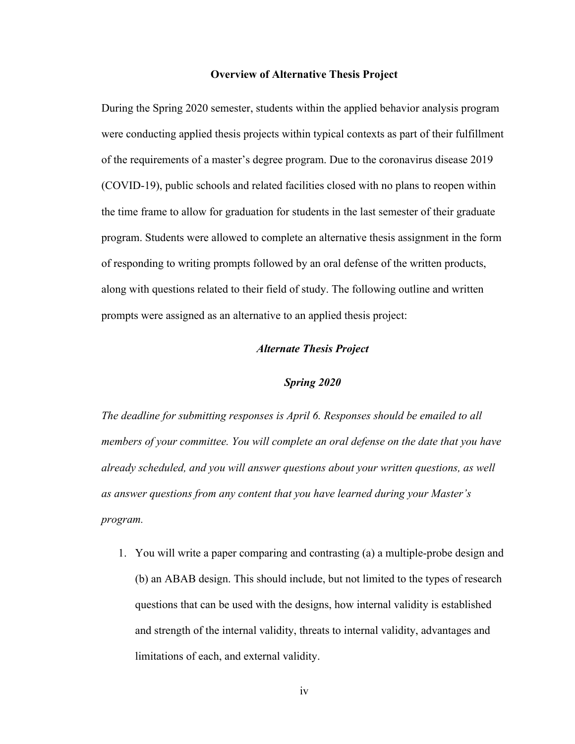## Overview of Alternative Thesis Project

During the Spring 2020 semester, students within the applied behavior analysis program were conducting applied thesis projects within typical contexts as part of their fulfillment of the requirements of a master's degree program. Due to the coronavirus disease 2019 (COVID-19), public schools and related facilities closed with no plans to reopen within the time frame to allow for graduation for students in the last semester of their graduate program. Students were allowed to complete an alternative thesis assignment in the form of responding to writing prompts followed by an oral defense of the written products, along with questions related to their field of study. The following outline and written prompts were assigned as an alternative to an applied thesis project:

***Alternate Thesis Project***

***Spring 2020***

*The deadline for submitting responses is April 6. Responses should be emailed to all members of your committee. You will complete an oral defense on the date that you have already scheduled, and you will answer questions about your written questions, as well as answer questions from any content that you have learned during your Master's program.*

1. You will write a paper comparing and contrasting (a) a multiple-probe design and (b) an ABAB design. This should include, but not limited to the types of research questions that can be used with the designs, how internal validity is established and strength of the internal validity, threats to internal validity, advantages and limitations of each, and external validity.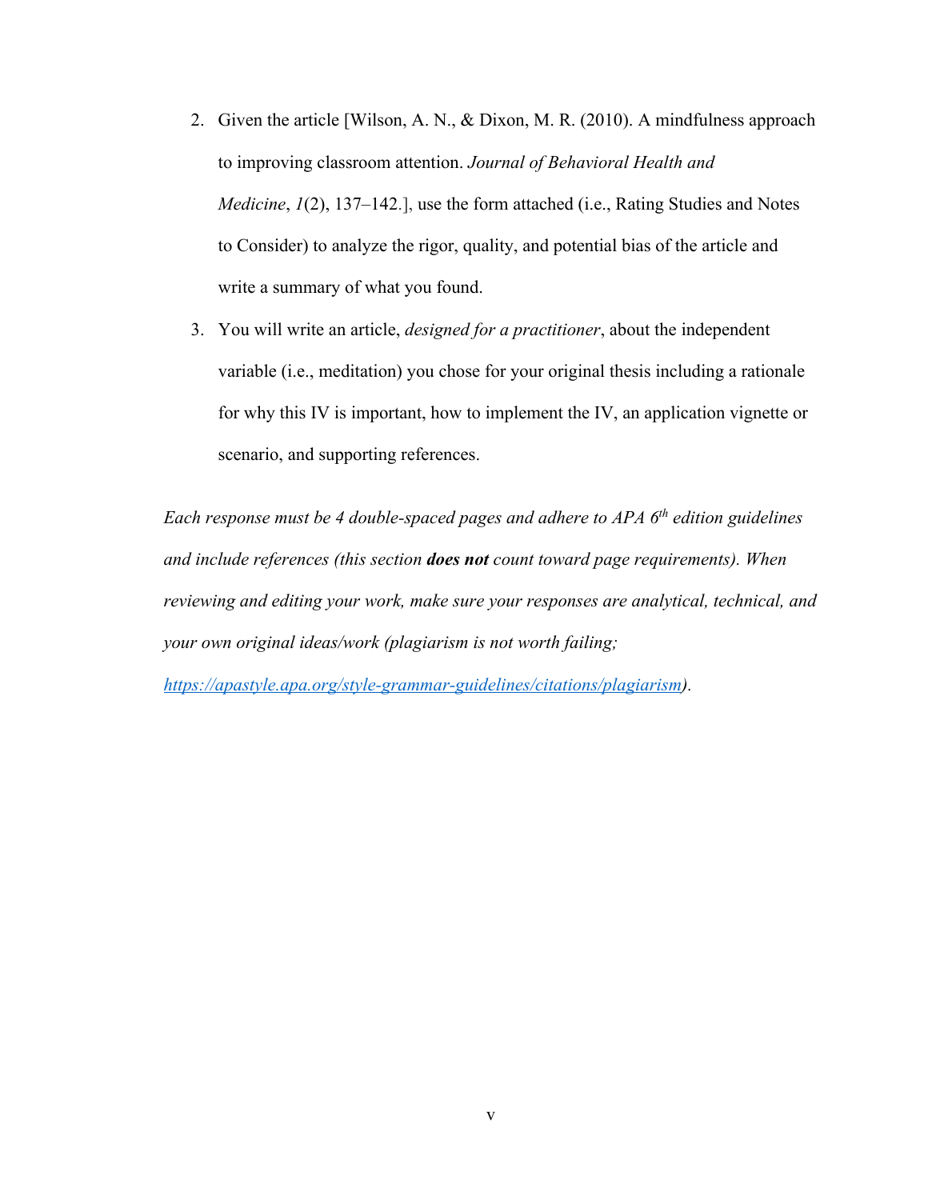2. Given the article [Wilson, A. N., & Dixon, M. R. (2010). A mindfulness approach to improving classroom attention. *Journal of Behavioral Health and Medicine*, *1*(2), 137–142.], use the form attached (i.e., Rating Studies and Notes to Consider) to analyze the rigor, quality, and potential bias of the article and write a summary of what you found.
3. You will write an article, *designed for a practitioner*, about the independent variable (i.e., meditation) you chose for your original thesis including a rationale for why this IV is important, how to implement the IV, an application vignette or scenario, and supporting references.

*Each response must be 4 double-spaced pages and adhere to APA 6th edition guidelines and include references (this section* ***does not*** *count toward page requirements). When reviewing and editing your work, make sure your responses are analytical, technical, and your own original ideas/work (plagiarism is not worth failing; [https://apastyle.apa.org/style-grammar-guidelines/citations/plagiarism](https://apastyle.apa.org/style-grammar-guidelines/citations/plagiarism)).*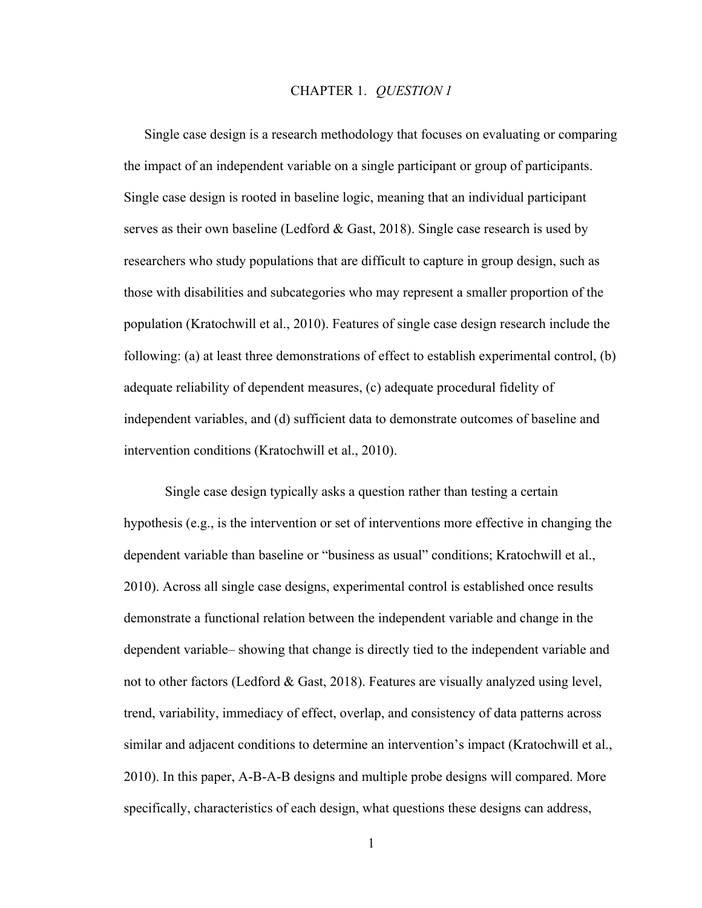# CHAPTER 1. *QUESTION 1*

Single case design is a research methodology that focuses on evaluating or comparing the impact of an independent variable on a single participant or group of participants. Single case design is rooted in baseline logic, meaning that an individual participant serves as their own baseline (Ledford & Gast, 2018). Single case research is used by researchers who study populations that are difficult to capture in group design, such as those with disabilities and subcategories who may represent a smaller proportion of the population (Kratochwill et al., 2010). Features of single case design research include the following: (a) at least three demonstrations of effect to establish experimental control, (b) adequate reliability of dependent measures, (c) adequate procedural fidelity of independent variables, and (d) sufficient data to demonstrate outcomes of baseline and intervention conditions (Kratochwill et al., 2010).

Single case design typically asks a question rather than testing a certain hypothesis (e.g., is the intervention or set of interventions more effective in changing the dependent variable than baseline or "business as usual" conditions; Kratochwill et al., 2010). Across all single case designs, experimental control is established once results demonstrate a functional relation between the independent variable and change in the dependent variable– showing that change is directly tied to the independent variable and not to other factors (Ledford & Gast, 2018). Features are visually analyzed using level, trend, variability, immediacy of effect, overlap, and consistency of data patterns across similar and adjacent conditions to determine an intervention's impact (Kratochwill et al., 2010). In this paper, A-B-A-B designs and multiple probe designs will compared. More specifically, characteristics of each design, what questions these designs can address,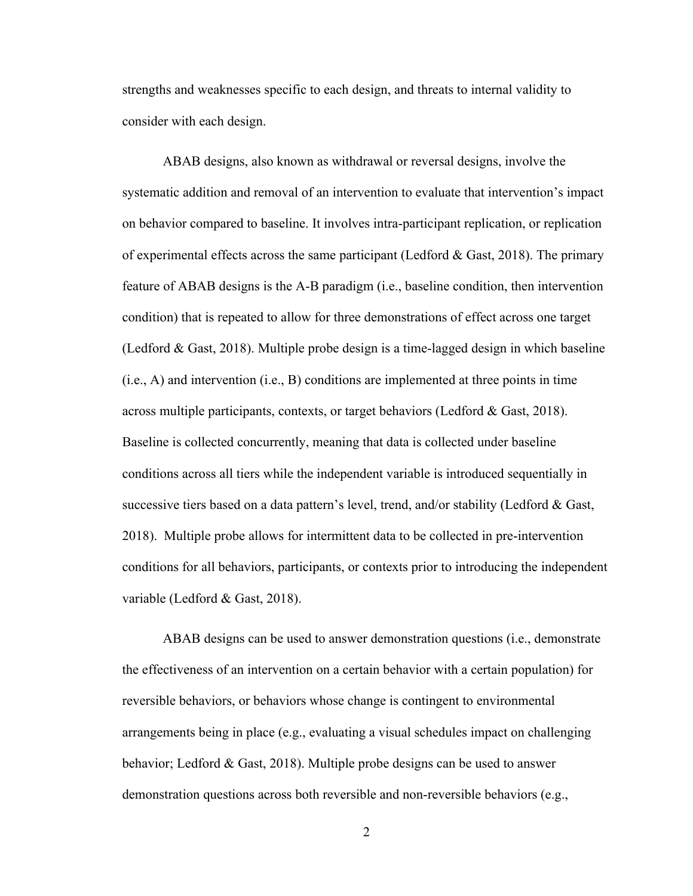strengths and weaknesses specific to each design, and threats to internal validity to consider with each design.

ABAB designs, also known as withdrawal or reversal designs, involve the systematic addition and removal of an intervention to evaluate that intervention's impact on behavior compared to baseline. It involves intra-participant replication, or replication of experimental effects across the same participant (Ledford & Gast, 2018). The primary feature of ABAB designs is the A-B paradigm (i.e., baseline condition, then intervention condition) that is repeated to allow for three demonstrations of effect across one target (Ledford & Gast, 2018). Multiple probe design is a time-lagged design in which baseline (i.e., A) and intervention (i.e., B) conditions are implemented at three points in time across multiple participants, contexts, or target behaviors (Ledford & Gast, 2018). Baseline is collected concurrently, meaning that data is collected under baseline conditions across all tiers while the independent variable is introduced sequentially in successive tiers based on a data pattern's level, trend, and/or stability (Ledford & Gast, 2018). Multiple probe allows for intermittent data to be collected in pre-intervention conditions for all behaviors, participants, or contexts prior to introducing the independent variable (Ledford & Gast, 2018).

ABAB designs can be used to answer demonstration questions (i.e., demonstrate the effectiveness of an intervention on a certain behavior with a certain population) for reversible behaviors, or behaviors whose change is contingent to environmental arrangements being in place (e.g., evaluating a visual schedules impact on challenging behavior; Ledford & Gast, 2018). Multiple probe designs can be used to answer demonstration questions across both reversible and non-reversible behaviors (e.g.,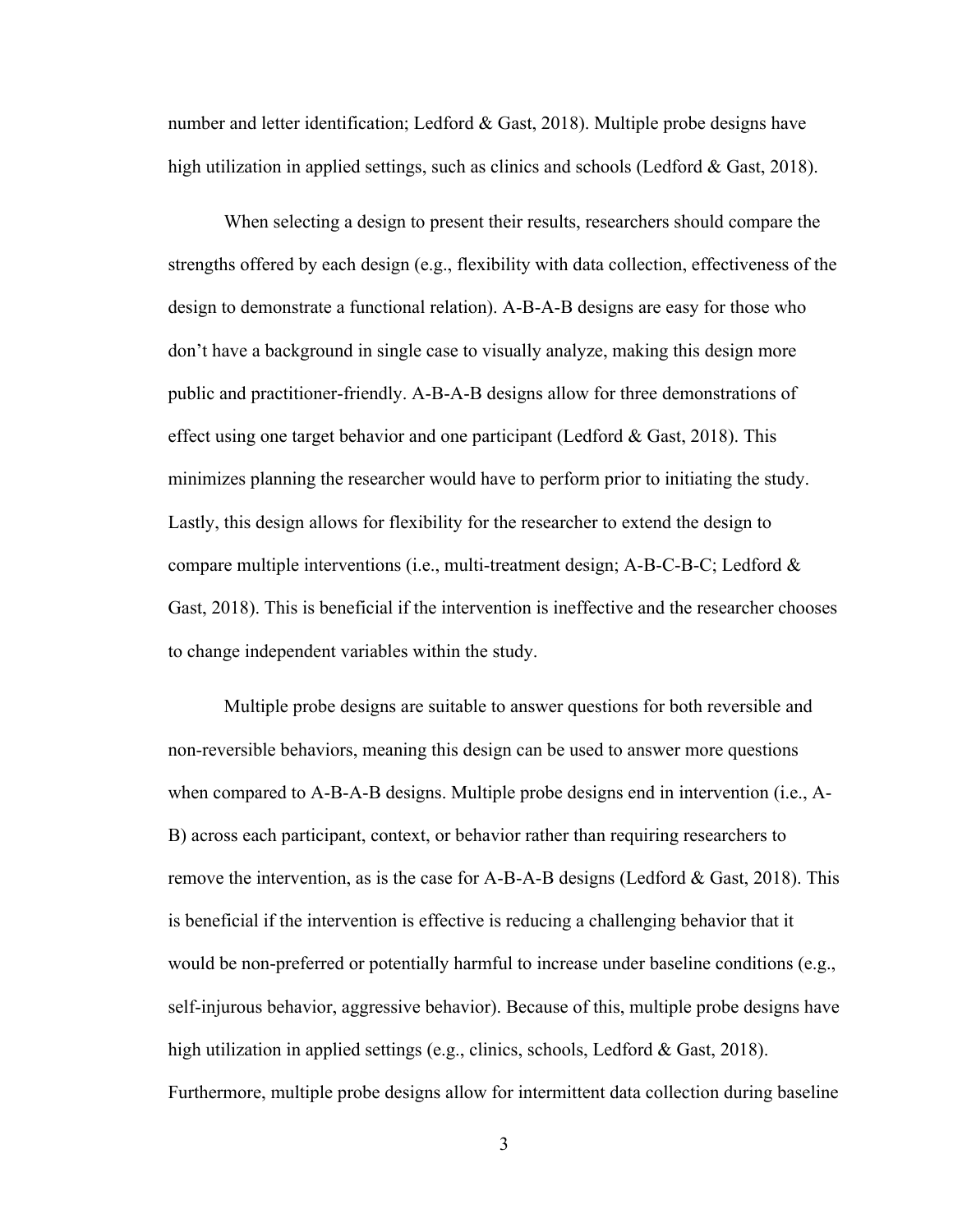number and letter identification; Ledford & Gast, 2018). Multiple probe designs have high utilization in applied settings, such as clinics and schools (Ledford & Gast, 2018).

When selecting a design to present their results, researchers should compare the strengths offered by each design (e.g., flexibility with data collection, effectiveness of the design to demonstrate a functional relation). A-B-A-B designs are easy for those who don't have a background in single case to visually analyze, making this design more public and practitioner-friendly. A-B-A-B designs allow for three demonstrations of effect using one target behavior and one participant (Ledford & Gast, 2018). This minimizes planning the researcher would have to perform prior to initiating the study. Lastly, this design allows for flexibility for the researcher to extend the design to compare multiple interventions (i.e., multi-treatment design; A-B-C-B-C; Ledford & Gast, 2018). This is beneficial if the intervention is ineffective and the researcher chooses to change independent variables within the study.

Multiple probe designs are suitable to answer questions for both reversible and non-reversible behaviors, meaning this design can be used to answer more questions when compared to A-B-A-B designs. Multiple probe designs end in intervention (i.e., A-B) across each participant, context, or behavior rather than requiring researchers to remove the intervention, as is the case for A-B-A-B designs (Ledford & Gast, 2018). This is beneficial if the intervention is effective is reducing a challenging behavior that it would be non-preferred or potentially harmful to increase under baseline conditions (e.g., self-injurous behavior, aggressive behavior). Because of this, multiple probe designs have high utilization in applied settings (e.g., clinics, schools, Ledford & Gast, 2018). Furthermore, multiple probe designs allow for intermittent data collection during baseline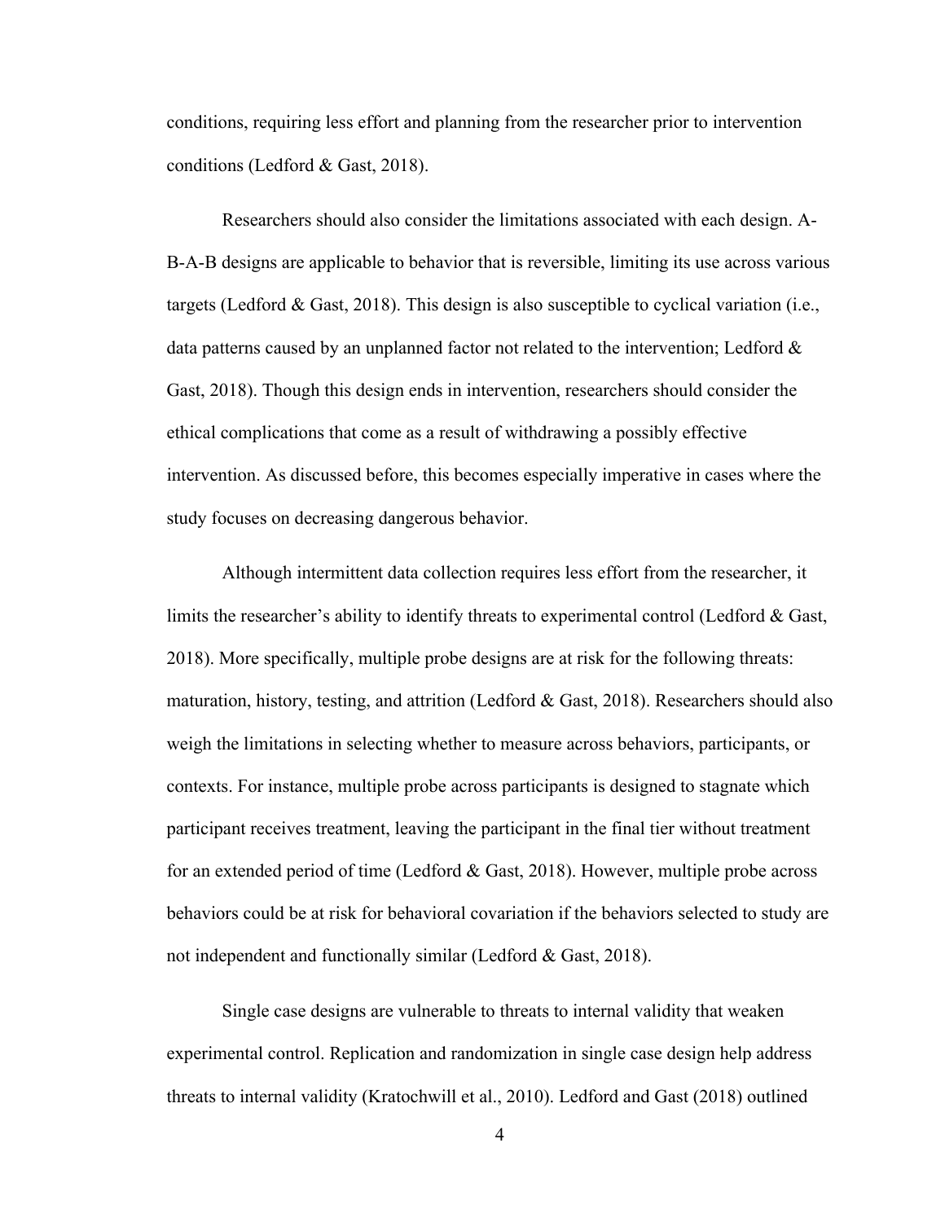conditions, requiring less effort and planning from the researcher prior to intervention conditions (Ledford & Gast, 2018).

Researchers should also consider the limitations associated with each design. A-B-A-B designs are applicable to behavior that is reversible, limiting its use across various targets (Ledford & Gast, 2018). This design is also susceptible to cyclical variation (i.e., data patterns caused by an unplanned factor not related to the intervention; Ledford & Gast, 2018). Though this design ends in intervention, researchers should consider the ethical complications that come as a result of withdrawing a possibly effective intervention. As discussed before, this becomes especially imperative in cases where the study focuses on decreasing dangerous behavior.

Although intermittent data collection requires less effort from the researcher, it limits the researcher's ability to identify threats to experimental control (Ledford & Gast, 2018). More specifically, multiple probe designs are at risk for the following threats: maturation, history, testing, and attrition (Ledford & Gast, 2018). Researchers should also weigh the limitations in selecting whether to measure across behaviors, participants, or contexts. For instance, multiple probe across participants is designed to stagnate which participant receives treatment, leaving the participant in the final tier without treatment for an extended period of time (Ledford & Gast, 2018). However, multiple probe across behaviors could be at risk for behavioral covariation if the behaviors selected to study are not independent and functionally similar (Ledford & Gast, 2018).

Single case designs are vulnerable to threats to internal validity that weaken experimental control. Replication and randomization in single case design help address threats to internal validity (Kratochwill et al., 2010). Ledford and Gast (2018) outlined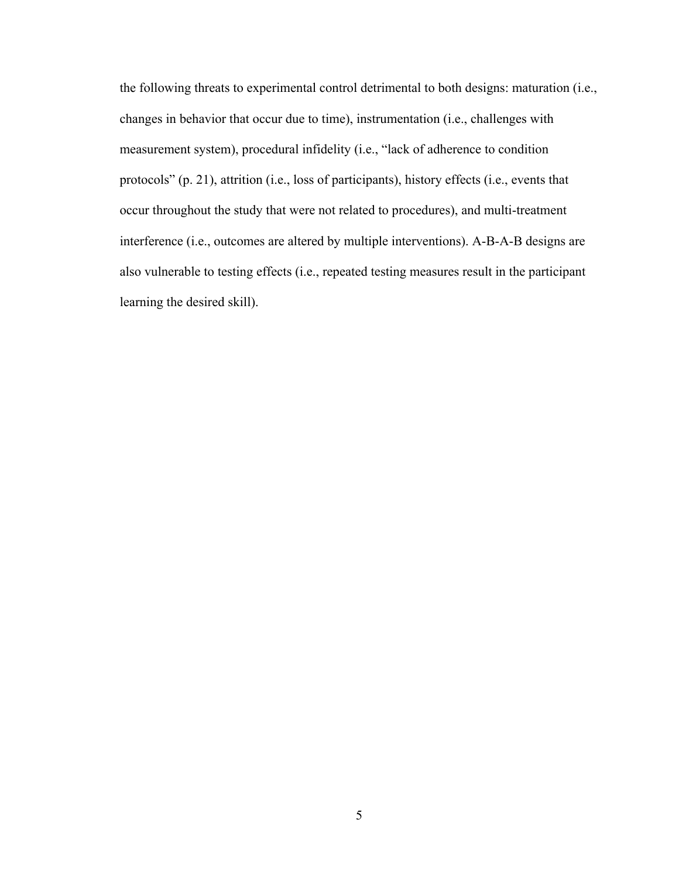the following threats to experimental control detrimental to both designs: maturation (i.e., changes in behavior that occur due to time), instrumentation (i.e., challenges with measurement system), procedural infidelity (i.e., "lack of adherence to condition protocols" (p. 21), attrition (i.e., loss of participants), history effects (i.e., events that occur throughout the study that were not related to procedures), and multi-treatment interference (i.e., outcomes are altered by multiple interventions). A-B-A-B designs are also vulnerable to testing effects (i.e., repeated testing measures result in the participant learning the desired skill).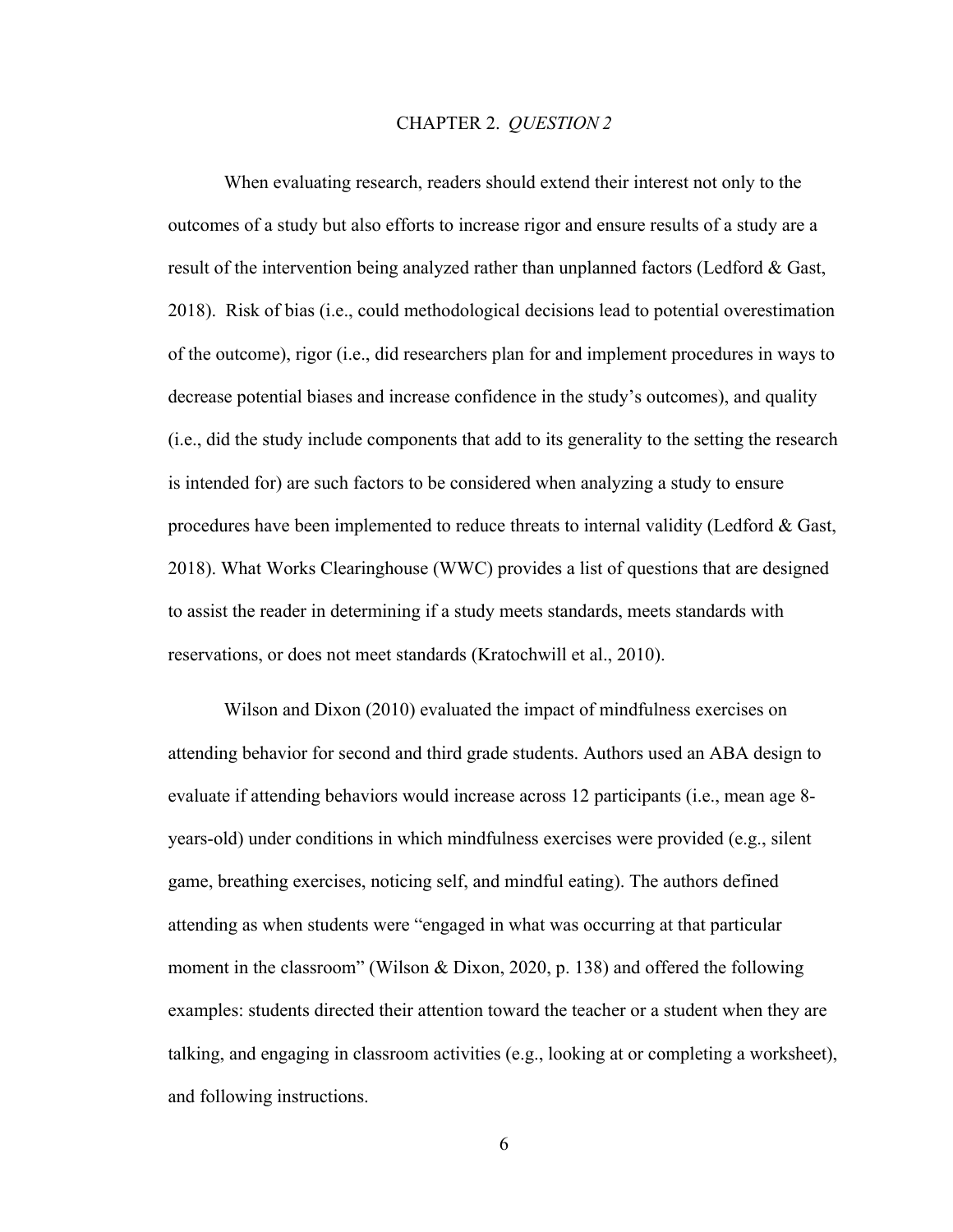# CHAPTER 2. *QUESTION 2*

When evaluating research, readers should extend their interest not only to the outcomes of a study but also efforts to increase rigor and ensure results of a study are a result of the intervention being analyzed rather than unplanned factors (Ledford & Gast, 2018). Risk of bias (i.e., could methodological decisions lead to potential overestimation of the outcome), rigor (i.e., did researchers plan for and implement procedures in ways to decrease potential biases and increase confidence in the study's outcomes), and quality (i.e., did the study include components that add to its generality to the setting the research is intended for) are such factors to be considered when analyzing a study to ensure procedures have been implemented to reduce threats to internal validity (Ledford & Gast, 2018). What Works Clearinghouse (WWC) provides a list of questions that are designed to assist the reader in determining if a study meets standards, meets standards with reservations, or does not meet standards (Kratochwill et al., 2010).

Wilson and Dixon (2010) evaluated the impact of mindfulness exercises on attending behavior for second and third grade students. Authors used an ABA design to evaluate if attending behaviors would increase across 12 participants (i.e., mean age 8-years-old) under conditions in which mindfulness exercises were provided (e.g., silent game, breathing exercises, noticing self, and mindful eating). The authors defined attending as when students were "engaged in what was occurring at that particular moment in the classroom" (Wilson & Dixon, 2020, p. 138) and offered the following examples: students directed their attention toward the teacher or a student when they are talking, and engaging in classroom activities (e.g., looking at or completing a worksheet), and following instructions.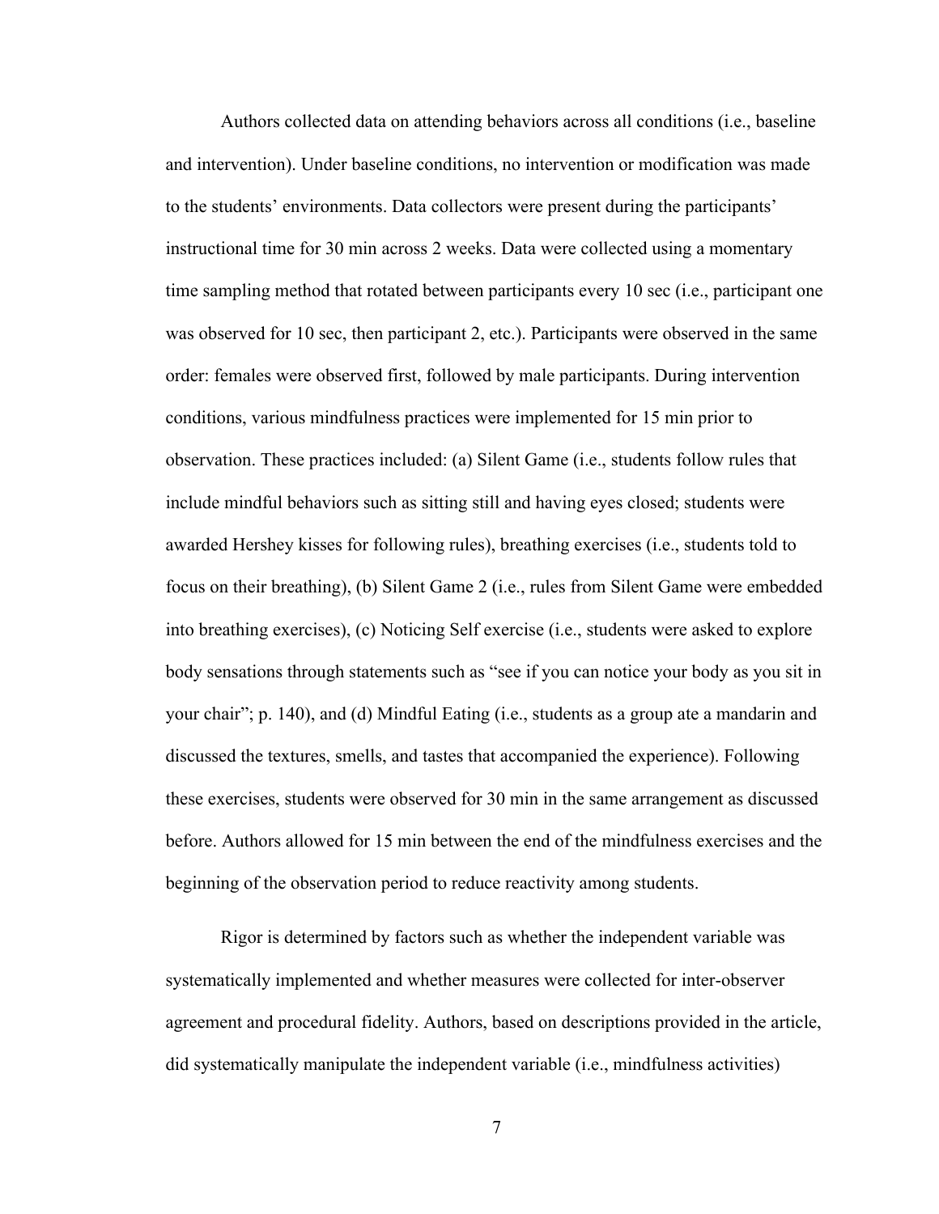Authors collected data on attending behaviors across all conditions (i.e., baseline and intervention). Under baseline conditions, no intervention or modification was made to the students' environments. Data collectors were present during the participants' instructional time for 30 min across 2 weeks. Data were collected using a momentary time sampling method that rotated between participants every 10 sec (i.e., participant one was observed for 10 sec, then participant 2, etc.). Participants were observed in the same order: females were observed first, followed by male participants. During intervention conditions, various mindfulness practices were implemented for 15 min prior to observation. These practices included: (a) Silent Game (i.e., students follow rules that include mindful behaviors such as sitting still and having eyes closed; students were awarded Hershey kisses for following rules), breathing exercises (i.e., students told to focus on their breathing), (b) Silent Game 2 (i.e., rules from Silent Game were embedded into breathing exercises), (c) Noticing Self exercise (i.e., students were asked to explore body sensations through statements such as "see if you can notice your body as you sit in your chair"; p. 140), and (d) Mindful Eating (i.e., students as a group ate a mandarin and discussed the textures, smells, and tastes that accompanied the experience). Following these exercises, students were observed for 30 min in the same arrangement as discussed before. Authors allowed for 15 min between the end of the mindfulness exercises and the beginning of the observation period to reduce reactivity among students.

Rigor is determined by factors such as whether the independent variable was systematically implemented and whether measures were collected for inter-observer agreement and procedural fidelity. Authors, based on descriptions provided in the article, did systematically manipulate the independent variable (i.e., mindfulness activities)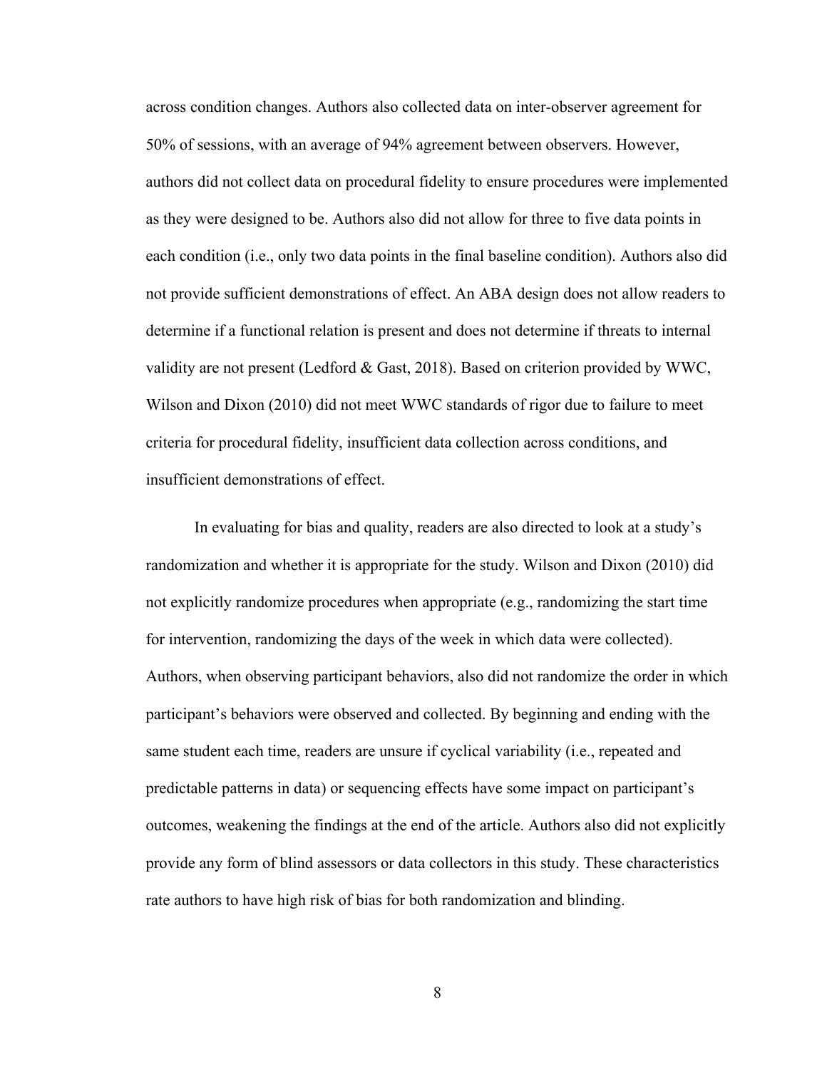across condition changes. Authors also collected data on inter-observer agreement for 50% of sessions, with an average of 94% agreement between observers. However, authors did not collect data on procedural fidelity to ensure procedures were implemented as they were designed to be. Authors also did not allow for three to five data points in each condition (i.e., only two data points in the final baseline condition). Authors also did not provide sufficient demonstrations of effect. An ABA design does not allow readers to determine if a functional relation is present and does not determine if threats to internal validity are not present (Ledford & Gast, 2018). Based on criterion provided by WWC, Wilson and Dixon (2010) did not meet WWC standards of rigor due to failure to meet criteria for procedural fidelity, insufficient data collection across conditions, and insufficient demonstrations of effect.

In evaluating for bias and quality, readers are also directed to look at a study's randomization and whether it is appropriate for the study. Wilson and Dixon (2010) did not explicitly randomize procedures when appropriate (e.g., randomizing the start time for intervention, randomizing the days of the week in which data were collected). Authors, when observing participant behaviors, also did not randomize the order in which participant's behaviors were observed and collected. By beginning and ending with the same student each time, readers are unsure if cyclical variability (i.e., repeated and predictable patterns in data) or sequencing effects have some impact on participant's outcomes, weakening the findings at the end of the article. Authors also did not explicitly provide any form of blind assessors or data collectors in this study. These characteristics rate authors to have high risk of bias for both randomization and blinding.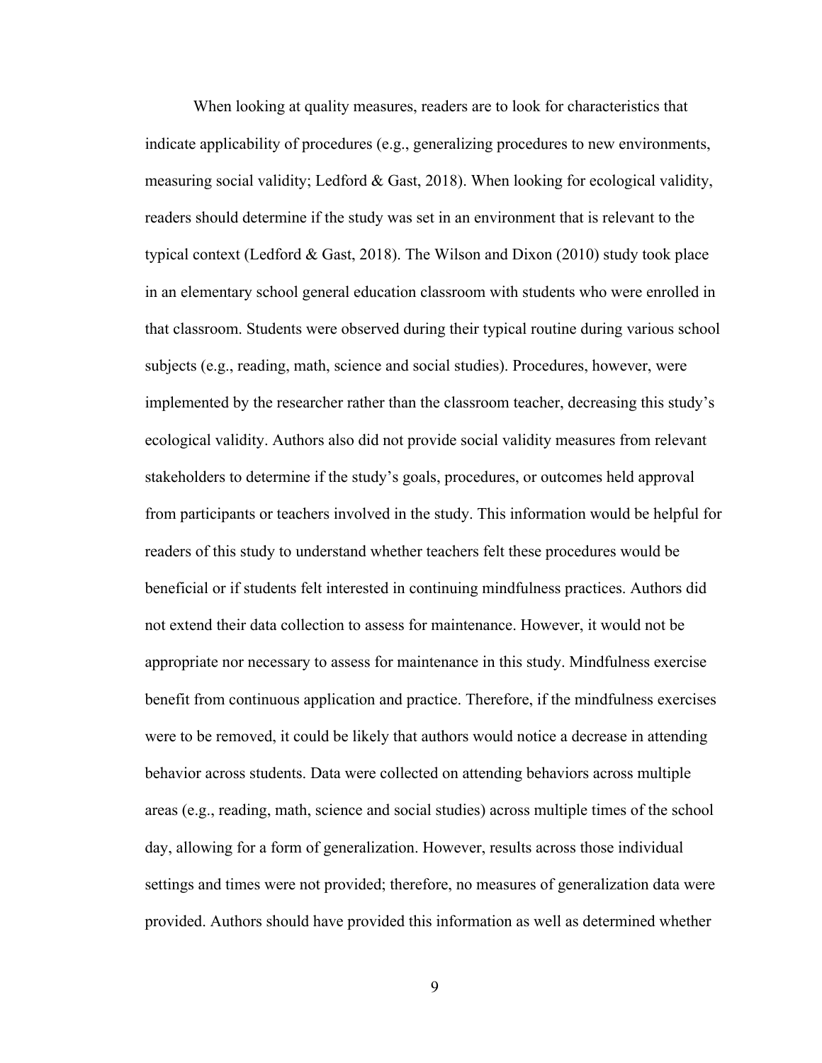When looking at quality measures, readers are to look for characteristics that indicate applicability of procedures (e.g., generalizing procedures to new environments, measuring social validity; Ledford & Gast, 2018). When looking for ecological validity, readers should determine if the study was set in an environment that is relevant to the typical context (Ledford & Gast, 2018). The Wilson and Dixon (2010) study took place in an elementary school general education classroom with students who were enrolled in that classroom. Students were observed during their typical routine during various school subjects (e.g., reading, math, science and social studies). Procedures, however, were implemented by the researcher rather than the classroom teacher, decreasing this study's ecological validity. Authors also did not provide social validity measures from relevant stakeholders to determine if the study's goals, procedures, or outcomes held approval from participants or teachers involved in the study. This information would be helpful for readers of this study to understand whether teachers felt these procedures would be beneficial or if students felt interested in continuing mindfulness practices. Authors did not extend their data collection to assess for maintenance. However, it would not be appropriate nor necessary to assess for maintenance in this study. Mindfulness exercise benefit from continuous application and practice. Therefore, if the mindfulness exercises were to be removed, it could be likely that authors would notice a decrease in attending behavior across students. Data were collected on attending behaviors across multiple areas (e.g., reading, math, science and social studies) across multiple times of the school day, allowing for a form of generalization. However, results across those individual settings and times were not provided; therefore, no measures of generalization data were provided. Authors should have provided this information as well as determined whether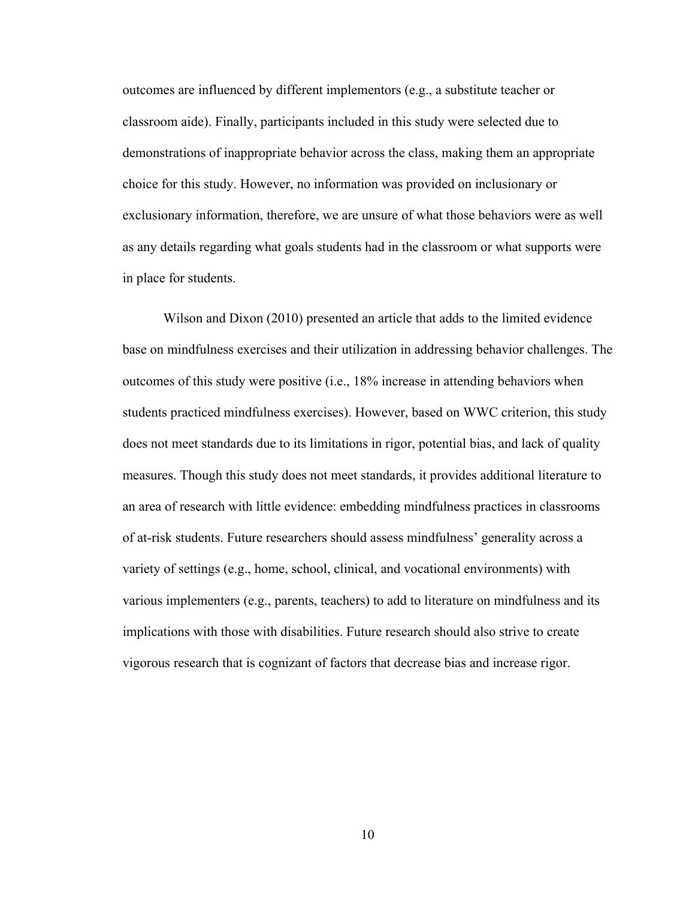outcomes are influenced by different implementors (e.g., a substitute teacher or classroom aide). Finally, participants included in this study were selected due to demonstrations of inappropriate behavior across the class, making them an appropriate choice for this study. However, no information was provided on inclusionary or exclusionary information, therefore, we are unsure of what those behaviors were as well as any details regarding what goals students had in the classroom or what supports were in place for students.

Wilson and Dixon (2010) presented an article that adds to the limited evidence base on mindfulness exercises and their utilization in addressing behavior challenges. The outcomes of this study were positive (i.e., 18% increase in attending behaviors when students practiced mindfulness exercises). However, based on WWC criterion, this study does not meet standards due to its limitations in rigor, potential bias, and lack of quality measures. Though this study does not meet standards, it provides additional literature to an area of research with little evidence: embedding mindfulness practices in classrooms of at-risk students. Future researchers should assess mindfulness' generality across a variety of settings (e.g., home, school, clinical, and vocational environments) with various implementers (e.g., parents, teachers) to add to literature on mindfulness and its implications with those with disabilities. Future research should also strive to create vigorous research that is cognizant of factors that decrease bias and increase rigor.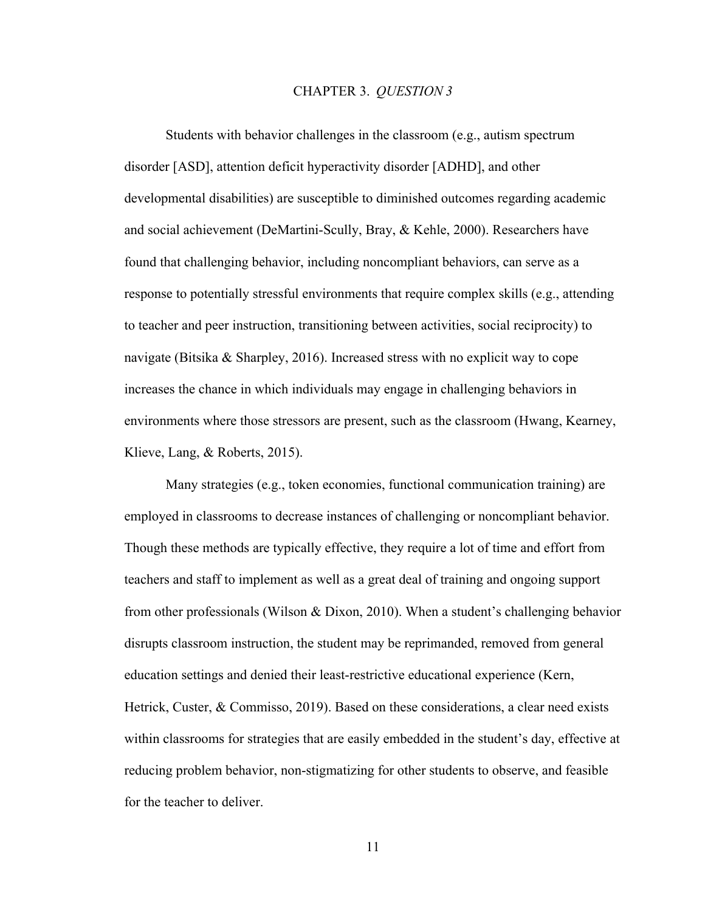# CHAPTER 3. *QUESTION 3*

Students with behavior challenges in the classroom (e.g., autism spectrum disorder [ASD], attention deficit hyperactivity disorder [ADHD], and other developmental disabilities) are susceptible to diminished outcomes regarding academic and social achievement (DeMartini-Scully, Bray, & Kehle, 2000). Researchers have found that challenging behavior, including noncompliant behaviors, can serve as a response to potentially stressful environments that require complex skills (e.g., attending to teacher and peer instruction, transitioning between activities, social reciprocity) to navigate (Bitsika & Sharpley, 2016). Increased stress with no explicit way to cope increases the chance in which individuals may engage in challenging behaviors in environments where those stressors are present, such as the classroom (Hwang, Kearney, Klieve, Lang, & Roberts, 2015).

Many strategies (e.g., token economies, functional communication training) are employed in classrooms to decrease instances of challenging or noncompliant behavior. Though these methods are typically effective, they require a lot of time and effort from teachers and staff to implement as well as a great deal of training and ongoing support from other professionals (Wilson & Dixon, 2010). When a student's challenging behavior disrupts classroom instruction, the student may be reprimanded, removed from general education settings and denied their least-restrictive educational experience (Kern, Hetrick, Custer, & Commisso, 2019). Based on these considerations, a clear need exists within classrooms for strategies that are easily embedded in the student's day, effective at reducing problem behavior, non-stigmatizing for other students to observe, and feasible for the teacher to deliver.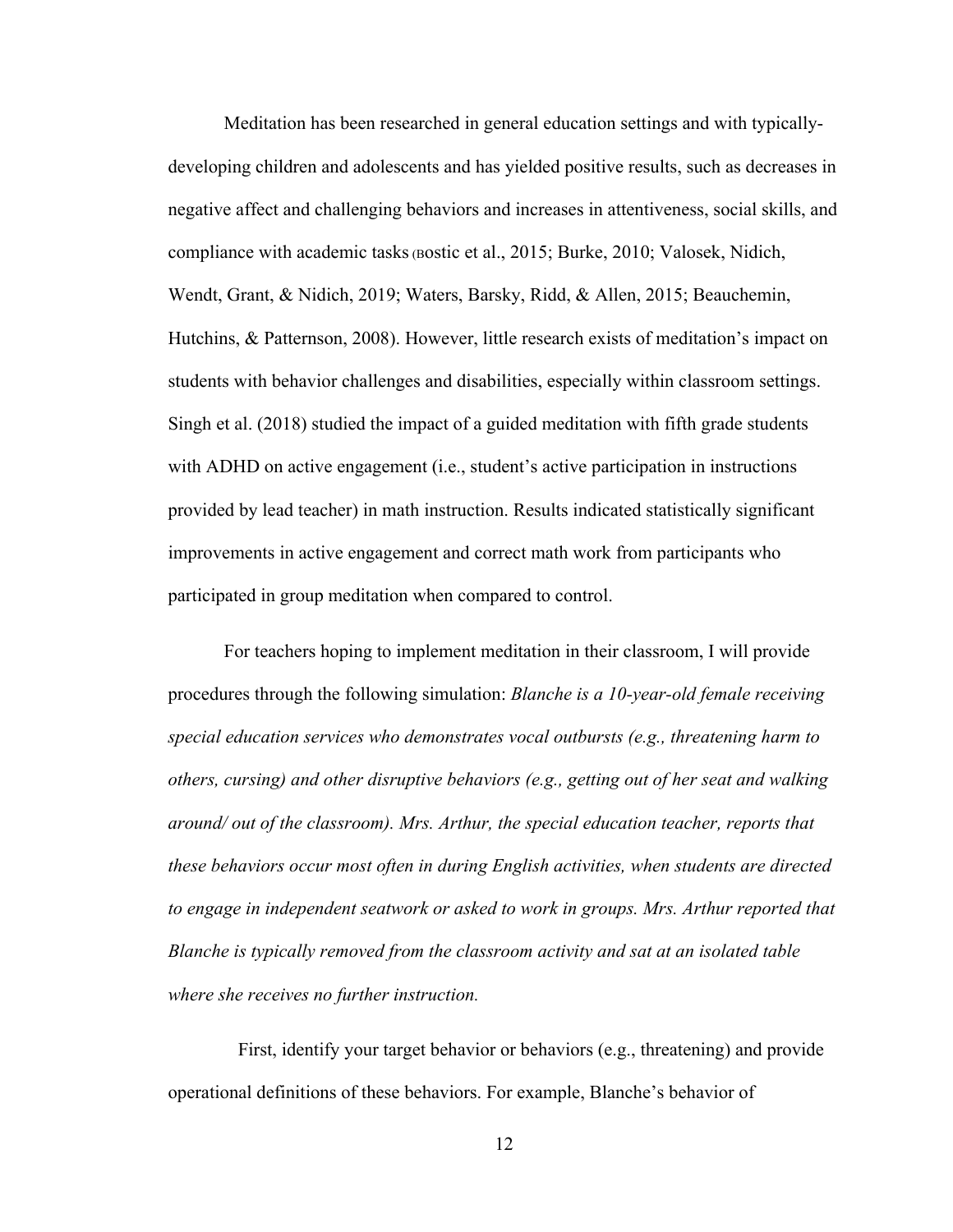Meditation has been researched in general education settings and with typically-developing children and adolescents and has yielded positive results, such as decreases in negative affect and challenging behaviors and increases in attentiveness, social skills, and compliance with academic tasks (Bostic et al., 2015; Burke, 2010; Valosek, Nidich, Wendt, Grant, & Nidich, 2019; Waters, Barsky, Ridd, & Allen, 2015; Beauchemin, Hutchins, & Patternson, 2008). However, little research exists of meditation's impact on students with behavior challenges and disabilities, especially within classroom settings. Singh et al. (2018) studied the impact of a guided meditation with fifth grade students with ADHD on active engagement (i.e., student's active participation in instructions provided by lead teacher) in math instruction. Results indicated statistically significant improvements in active engagement and correct math work from participants who participated in group meditation when compared to control.

For teachers hoping to implement meditation in their classroom, I will provide procedures through the following simulation: *Blanche is a 10-year-old female receiving special education services who demonstrates vocal outbursts (e.g., threatening harm to others, cursing) and other disruptive behaviors (e.g., getting out of her seat and walking around/ out of the classroom). Mrs. Arthur, the special education teacher, reports that these behaviors occur most often in during English activities, when students are directed to engage in independent seatwork or asked to work in groups. Mrs. Arthur reported that Blanche is typically removed from the classroom activity and sat at an isolated table where she receives no further instruction.*

First, identify your target behavior or behaviors (e.g., threatening) and provide operational definitions of these behaviors. For example, Blanche's behavior of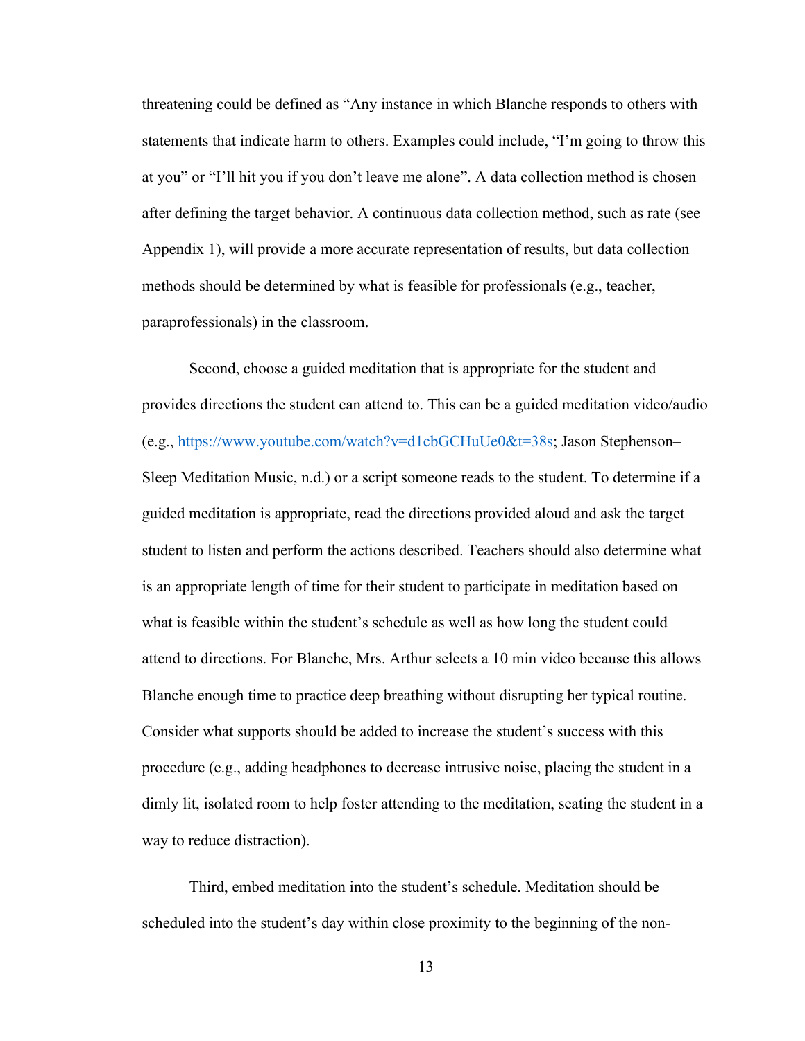threatening could be defined as "Any instance in which Blanche responds to others with statements that indicate harm to others. Examples could include, "I'm going to throw this at you" or "I'll hit you if you don't leave me alone". A data collection method is chosen after defining the target behavior. A continuous data collection method, such as rate (see Appendix 1), will provide a more accurate representation of results, but data collection methods should be determined by what is feasible for professionals (e.g., teacher, paraprofessionals) in the classroom.

Second, choose a guided meditation that is appropriate for the student and provides directions the student can attend to. This can be a guided meditation video/audio (e.g., [https://www.youtube.com/watch?v=d1cbGCHuUe0&t=38s](https://www.youtube.com/watch?v=d1cbGCHuUe0&t=38s); Jason Stephenson–Sleep Meditation Music, n.d.) or a script someone reads to the student. To determine if a guided meditation is appropriate, read the directions provided aloud and ask the target student to listen and perform the actions described. Teachers should also determine what is an appropriate length of time for their student to participate in meditation based on what is feasible within the student's schedule as well as how long the student could attend to directions. For Blanche, Mrs. Arthur selects a 10 min video because this allows Blanche enough time to practice deep breathing without disrupting her typical routine. Consider what supports should be added to increase the student's success with this procedure (e.g., adding headphones to decrease intrusive noise, placing the student in a dimly lit, isolated room to help foster attending to the meditation, seating the student in a way to reduce distraction).

Third, embed meditation into the student's schedule. Meditation should be scheduled into the student's day within close proximity to the beginning of the non-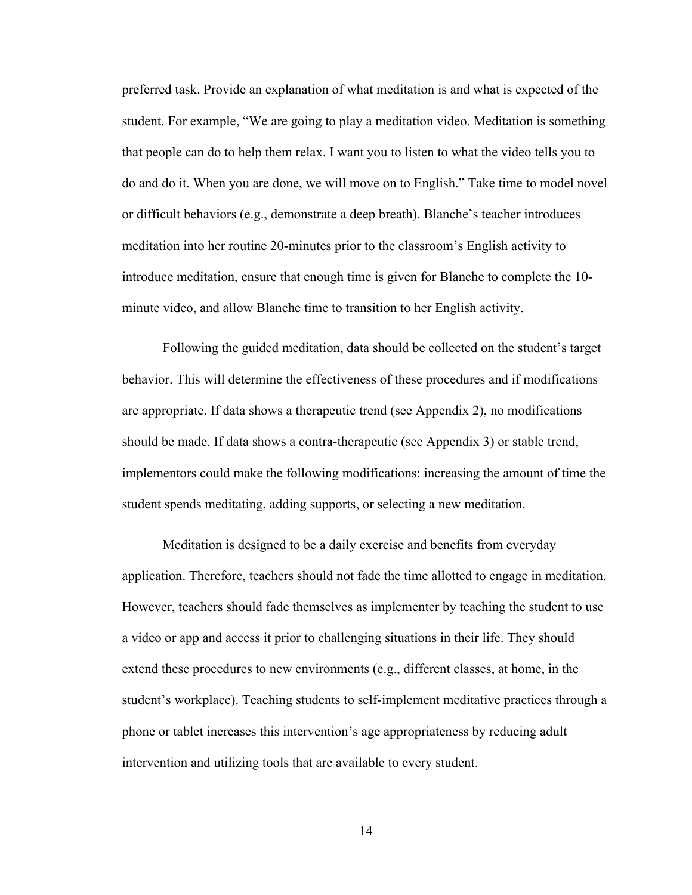preferred task. Provide an explanation of what meditation is and what is expected of the student. For example, "We are going to play a meditation video. Meditation is something that people can do to help them relax. I want you to listen to what the video tells you to do and do it. When you are done, we will move on to English." Take time to model novel or difficult behaviors (e.g., demonstrate a deep breath). Blanche's teacher introduces meditation into her routine 20-minutes prior to the classroom's English activity to introduce meditation, ensure that enough time is given for Blanche to complete the 10-minute video, and allow Blanche time to transition to her English activity.

Following the guided meditation, data should be collected on the student's target behavior. This will determine the effectiveness of these procedures and if modifications are appropriate. If data shows a therapeutic trend (see Appendix 2), no modifications should be made. If data shows a contra-therapeutic (see Appendix 3) or stable trend, implementors could make the following modifications: increasing the amount of time the student spends meditating, adding supports, or selecting a new meditation.

Meditation is designed to be a daily exercise and benefits from everyday application. Therefore, teachers should not fade the time allotted to engage in meditation. However, teachers should fade themselves as implementer by teaching the student to use a video or app and access it prior to challenging situations in their life. They should extend these procedures to new environments (e.g., different classes, at home, in the student's workplace). Teaching students to self-implement meditative practices through a phone or tablet increases this intervention's age appropriateness by reducing adult intervention and utilizing tools that are available to every student.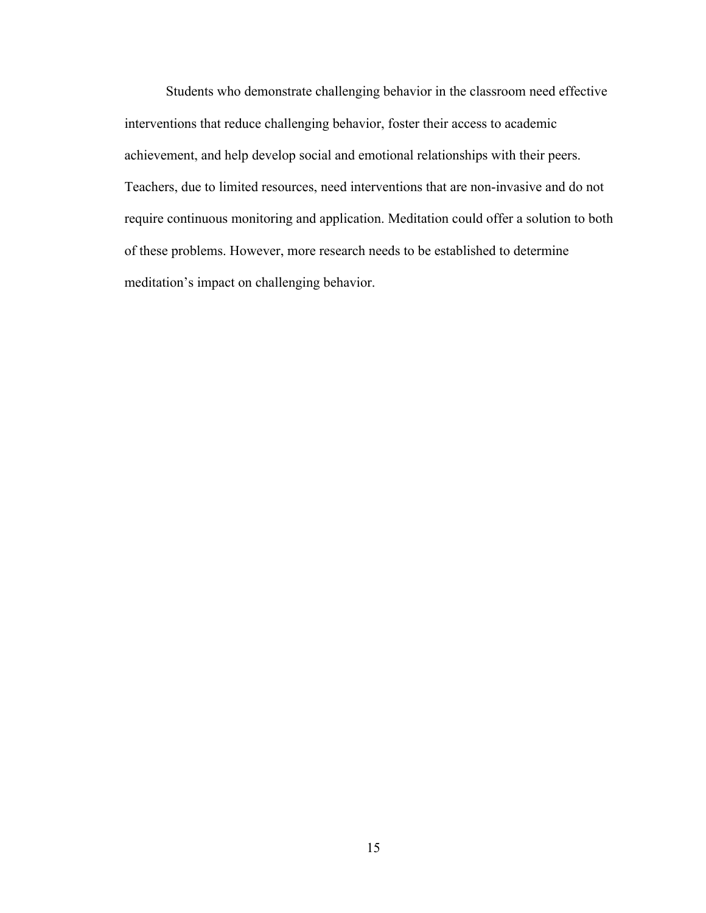Students who demonstrate challenging behavior in the classroom need effective interventions that reduce challenging behavior, foster their access to academic achievement, and help develop social and emotional relationships with their peers. Teachers, due to limited resources, need interventions that are non-invasive and do not require continuous monitoring and application. Meditation could offer a solution to both of these problems. However, more research needs to be established to determine meditation’s impact on challenging behavior.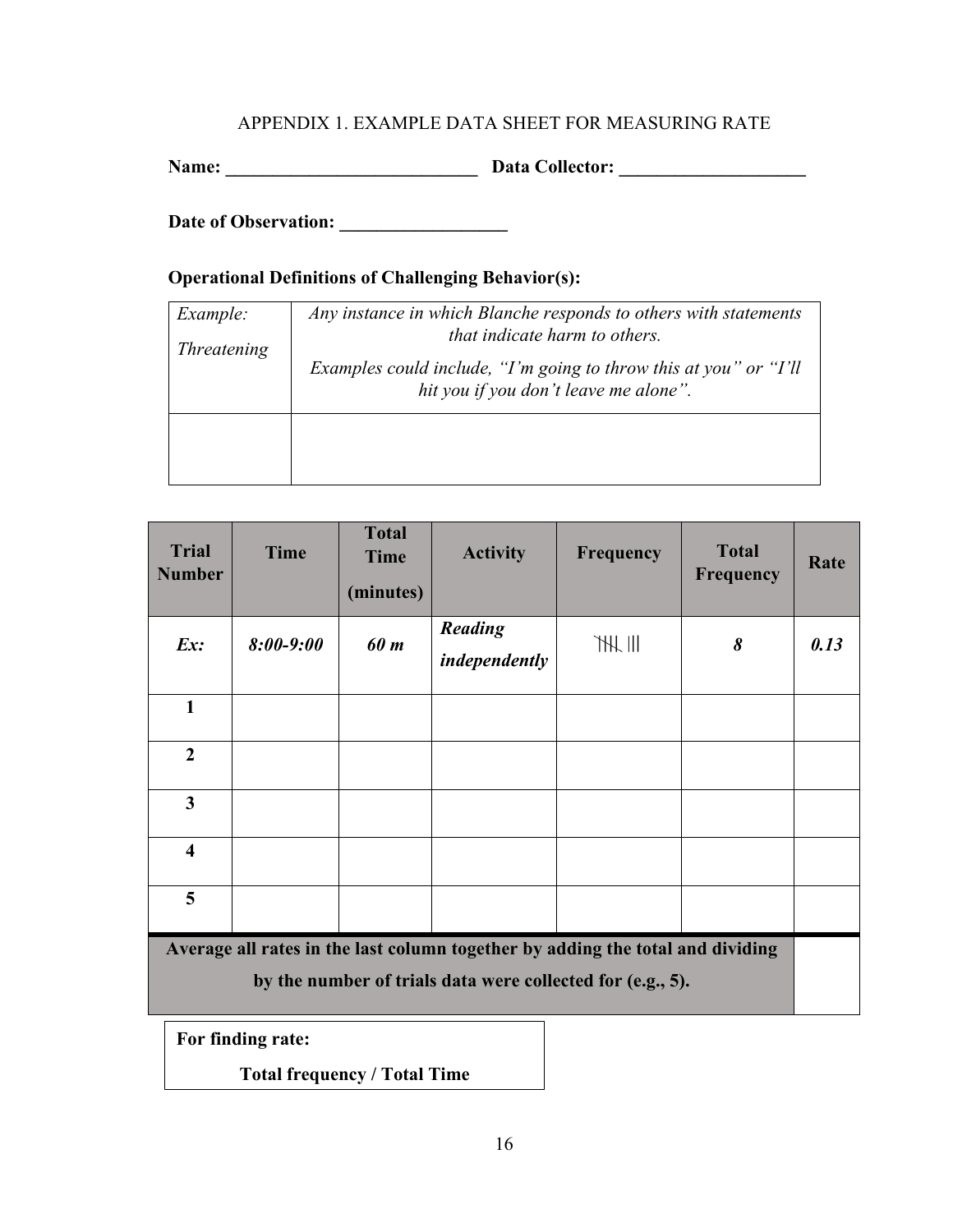# APPENDIX 1. EXAMPLE DATA SHEET FOR MEASURING RATE

**Name: ____________________________ Data Collector: ____________________**

**Date of Observation: __________________**

**Operational Definitions of Challenging Behavior(s):**

| | |
|---|---|
| *Example:* *Threatening* | *Any instance in which Blanche responds to others with statements that indicate harm to others.* *Examples could include, "I'm going to throw this at you" or "I'll hit you if you don't leave me alone".* |
| | |

| Trial Number | Time | Total Time (minutes) | Activity | Frequency | Total Frequency | Rate |
|---|---|---|---|---|---|---|
| ***Ex:*** | ***8:00-9:00*** | ***60 m*** | ***Reading independently*** | 𝍸 III | ***8*** | ***0.13*** |
| **1** | | | | | | |
| **2** | | | | | | |
| **3** | | | | | | |
| **4** | | | | | | |
| **5** | | | | | | |
| **Average all rates in the last column together by adding the total and dividing by the number of trials data were collected for (e.g., 5).** | | | | | | |

**For finding rate:**

**Total frequency / Total Time**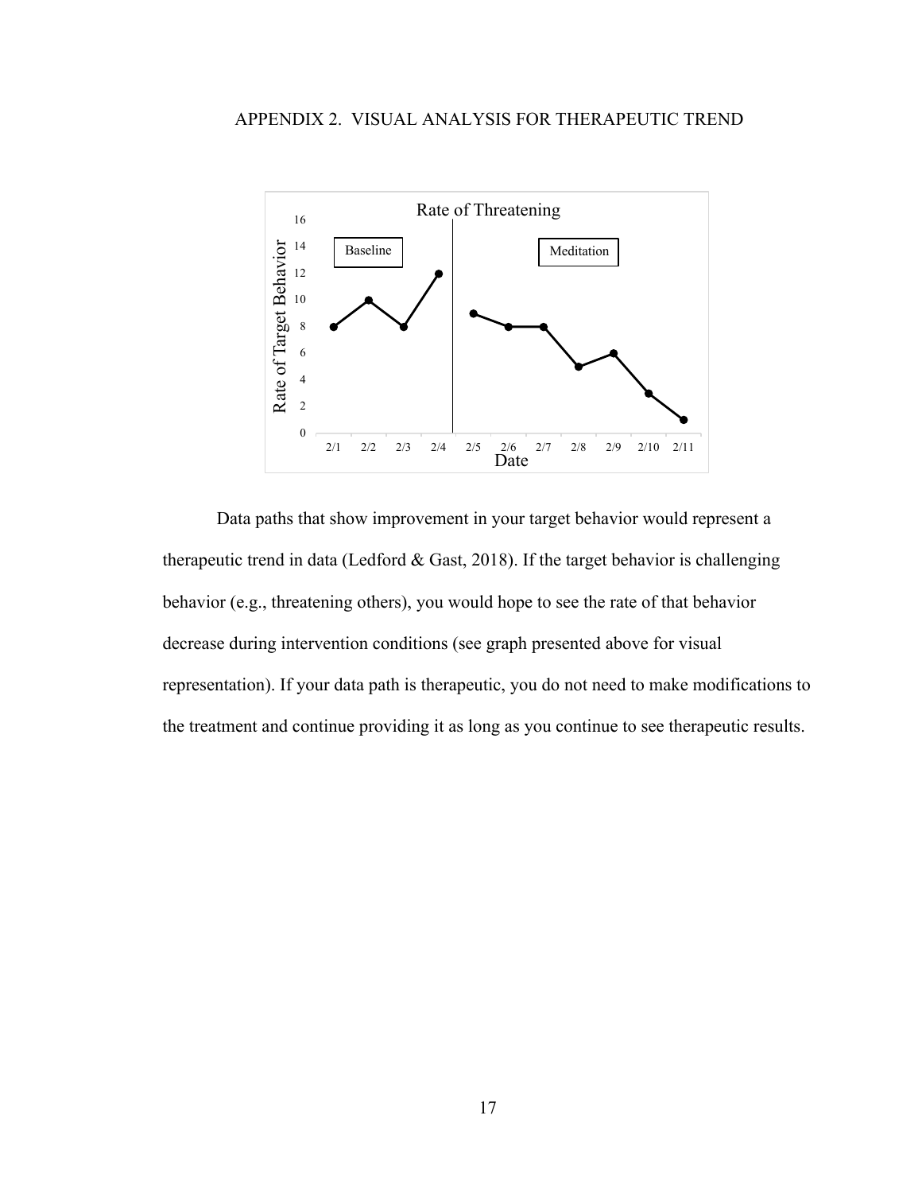APPENDIX 2. VISUAL ANALYSIS FOR THERAPEUTIC TREND

Data paths that show improvement in your target behavior would represent a therapeutic trend in data (Ledford & Gast, 2018). If the target behavior is challenging behavior (e.g., threatening others), you would hope to see the rate of that behavior decrease during intervention conditions (see graph presented above for visual representation). If your data path is therapeutic, you do not need to make modifications to the treatment and continue providing it as long as you continue to see therapeutic results.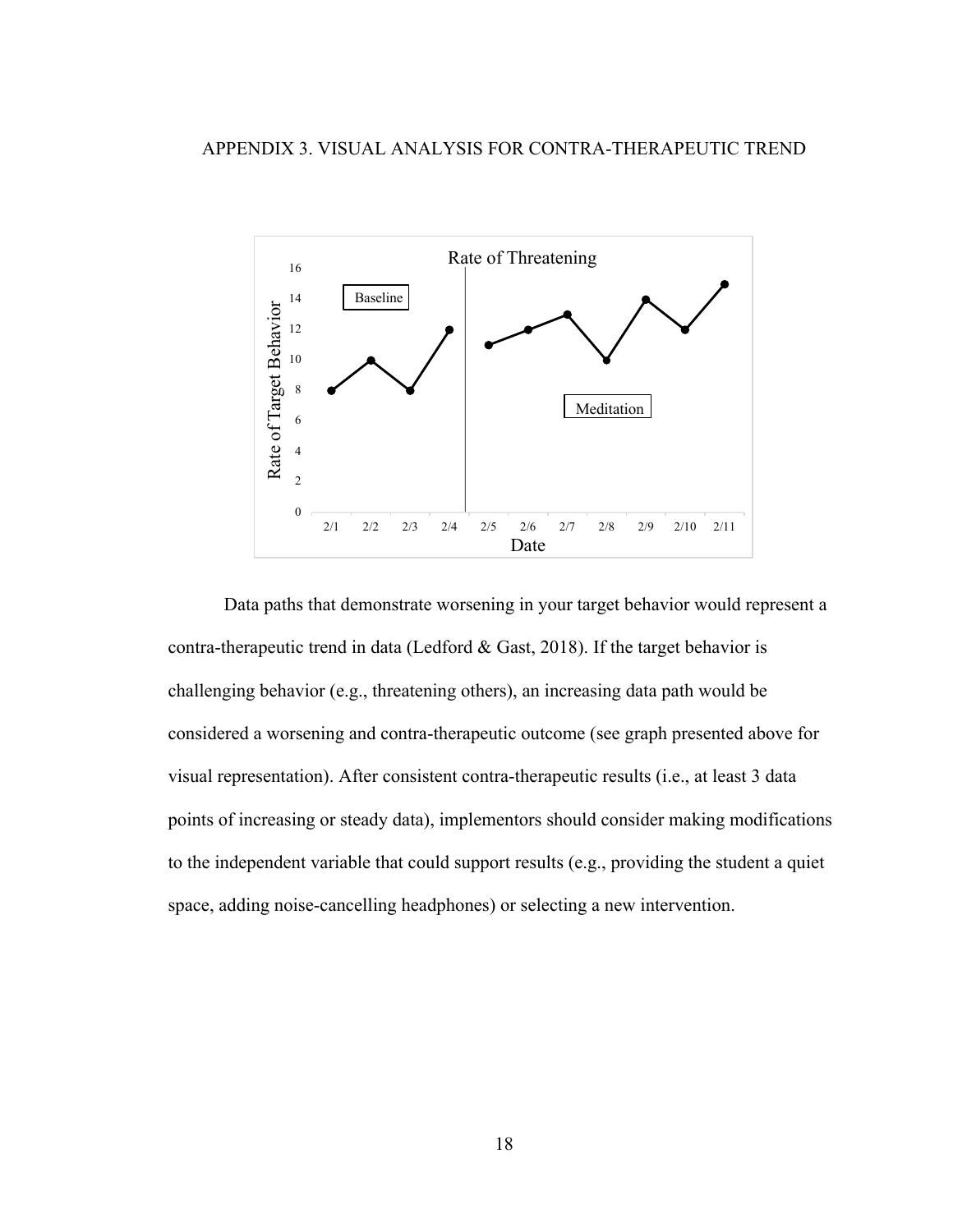# APPENDIX 3. VISUAL ANALYSIS FOR CONTRA-THERAPEUTIC TREND

Data paths that demonstrate worsening in your target behavior would represent a contra-therapeutic trend in data (Ledford & Gast, 2018). If the target behavior is challenging behavior (e.g., threatening others), an increasing data path would be considered a worsening and contra-therapeutic outcome (see graph presented above for visual representation). After consistent contra-therapeutic results (i.e., at least 3 data points of increasing or steady data), implementors should consider making modifications to the independent variable that could support results (e.g., providing the student a quiet space, adding noise-cancelling headphones) or selecting a new intervention.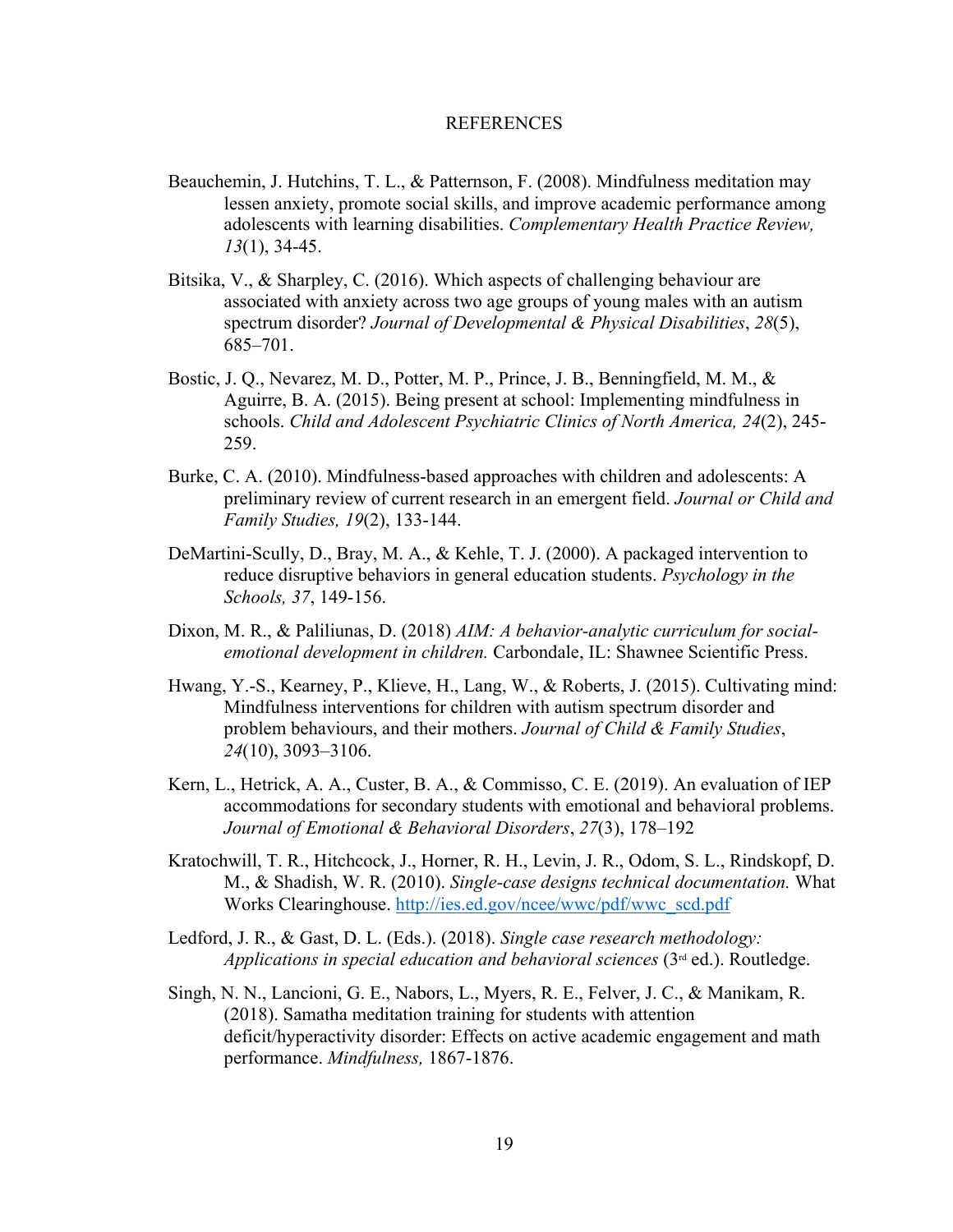# REFERENCES

Beauchemin, J. Hutchins, T. L., & Patternson, F. (2008). Mindfulness meditation may lessen anxiety, promote social skills, and improve academic performance among adolescents with learning disabilities. *Complementary Health Practice Review, 13*(1), 34-45.

Bitsika, V., & Sharpley, C. (2016). Which aspects of challenging behaviour are associated with anxiety across two age groups of young males with an autism spectrum disorder? *Journal of Developmental & Physical Disabilities*, *28*(5), 685–701.

Bostic, J. Q., Nevarez, M. D., Potter, M. P., Prince, J. B., Benningfield, M. M., & Aguirre, B. A. (2015). Being present at school: Implementing mindfulness in schools. *Child and Adolescent Psychiatric Clinics of North America, 24*(2), 245-259.

Burke, C. A. (2010). Mindfulness-based approaches with children and adolescents: A preliminary review of current research in an emergent field. *Journal or Child and Family Studies, 19*(2), 133-144.

DeMartini-Scully, D., Bray, M. A., & Kehle, T. J. (2000). A packaged intervention to reduce disruptive behaviors in general education students. *Psychology in the Schools, 37*, 149-156.

Dixon, M. R., & Paliliunas, D. (2018) *AIM: A behavior-analytic curriculum for social-emotional development in children.* Carbondale, IL: Shawnee Scientific Press.

Hwang, Y.-S., Kearney, P., Klieve, H., Lang, W., & Roberts, J. (2015). Cultivating mind: Mindfulness interventions for children with autism spectrum disorder and problem behaviours, and their mothers. *Journal of Child & Family Studies*, *24*(10), 3093–3106.

Kern, L., Hetrick, A. A., Custer, B. A., & Commisso, C. E. (2019). An evaluation of IEP accommodations for secondary students with emotional and behavioral problems. *Journal of Emotional & Behavioral Disorders*, *27*(3), 178–192

Kratochwill, T. R., Hitchcock, J., Horner, R. H., Levin, J. R., Odom, S. L., Rindskopf, D. M., & Shadish, W. R. (2010). *Single-case designs technical documentation.* What Works Clearinghouse. http://ies.ed.gov/ncee/wwc/pdf/wwc_scd.pdf

Ledford, J. R., & Gast, D. L. (Eds.). (2018). *Single case research methodology: Applications in special education and behavioral sciences* (3rd ed.). Routledge.

Singh, N. N., Lancioni, G. E., Nabors, L., Myers, R. E., Felver, J. C., & Manikam, R. (2018). Samatha meditation training for students with attention deficit/hyperactivity disorder: Effects on active academic engagement and math performance. *Mindfulness,* 1867-1876.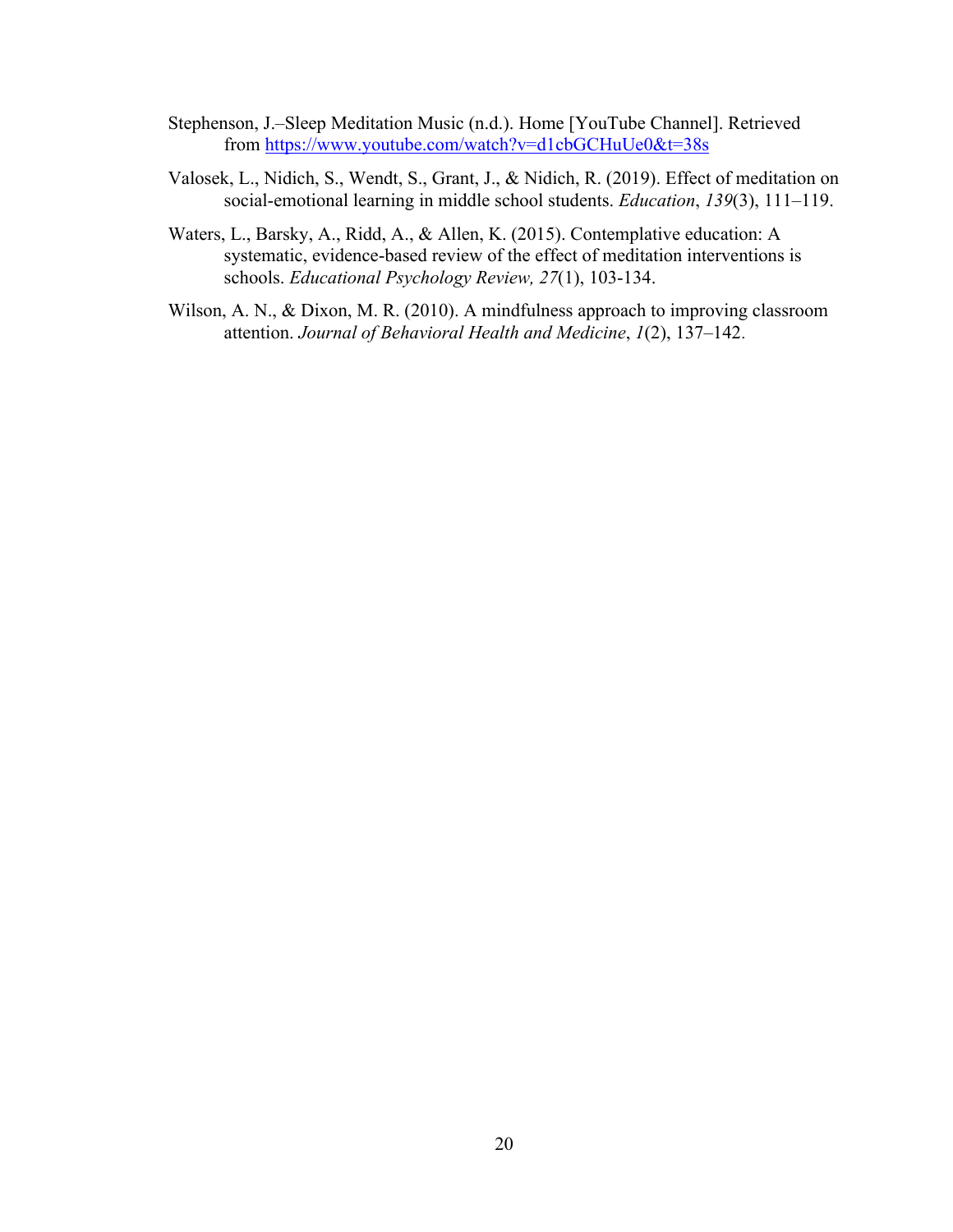Stephenson, J.–Sleep Meditation Music (n.d.). Home [YouTube Channel]. Retrieved from [https://www.youtube.com/watch?v=d1cbGCHuUe0&t=38s](https://www.youtube.com/watch?v=d1cbGCHuUe0&t=38s)

Valosek, L., Nidich, S., Wendt, S., Grant, J., & Nidich, R. (2019). Effect of meditation on social-emotional learning in middle school students. *Education*, *139*(3), 111–119.

Waters, L., Barsky, A., Ridd, A., & Allen, K. (2015). Contemplative education: A systematic, evidence-based review of the effect of meditation interventions is schools. *Educational Psychology Review, 27*(1), 103-134.

Wilson, A. N., & Dixon, M. R. (2010). A mindfulness approach to improving classroom attention. *Journal of Behavioral Health and Medicine*, *1*(2), 137–142.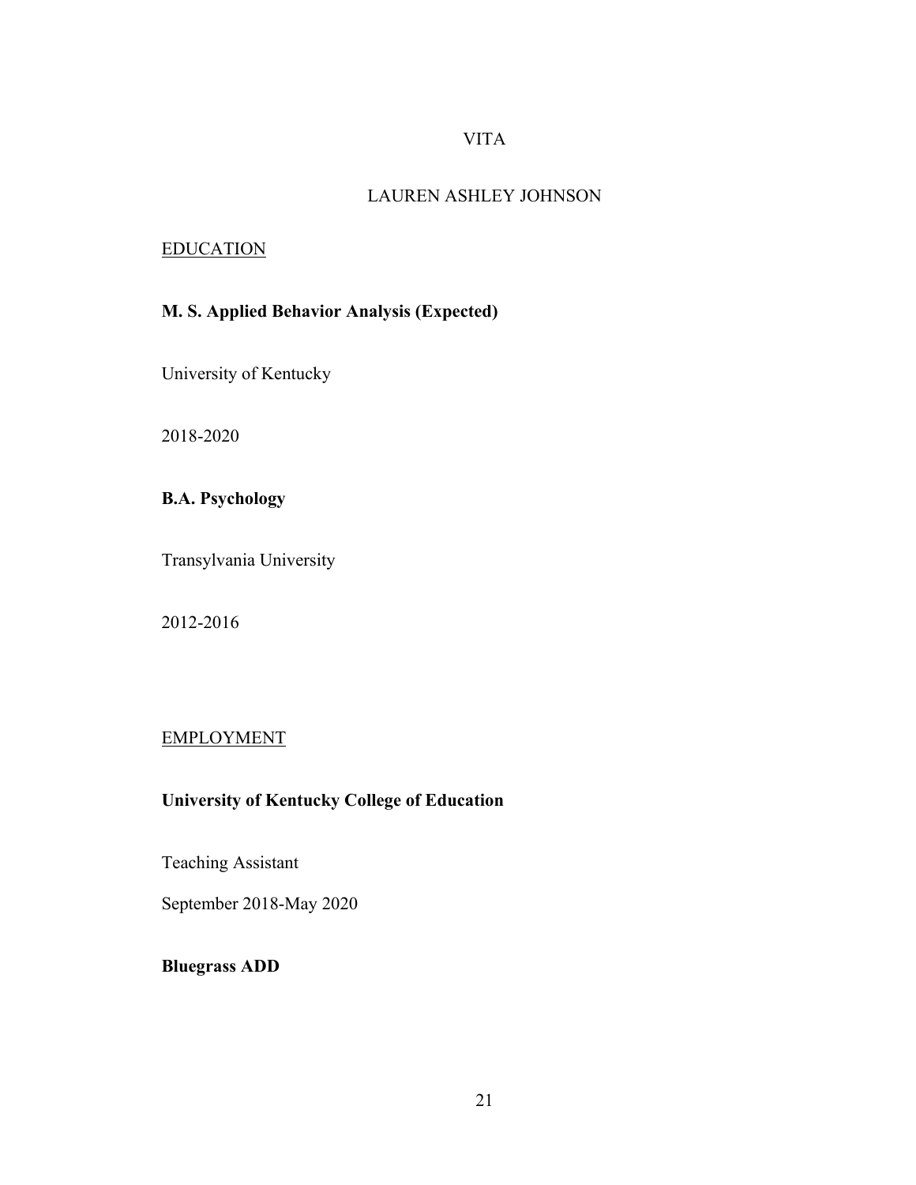# VITA

## LAUREN ASHLEY JOHNSON

### EDUCATION

**M. S. Applied Behavior Analysis (Expected)**

University of Kentucky

2018-2020

**B.A. Psychology**

Transylvania University

2012-2016

### EMPLOYMENT

**University of Kentucky College of Education**

Teaching Assistant

September 2018-May 2020

**Bluegrass ADD**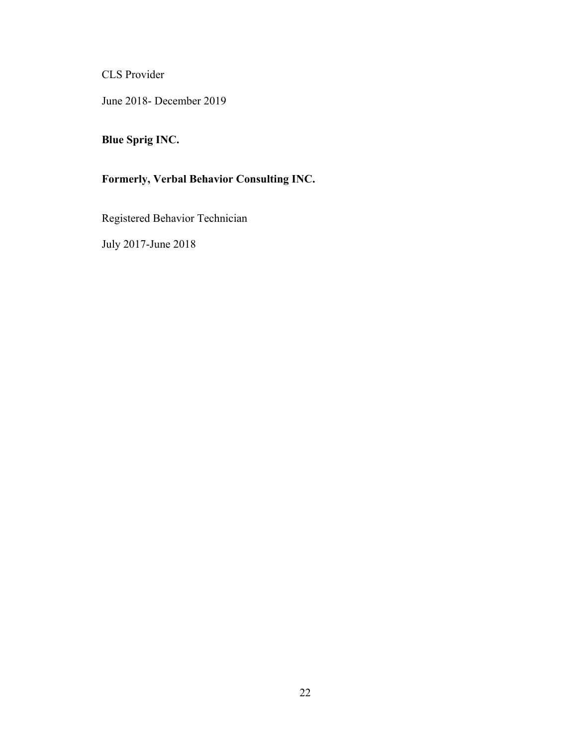CLS Provider

June 2018- December 2019

**Blue Sprig INC.**

**Formerly, Verbal Behavior Consulting INC.**

Registered Behavior Technician

July 2017-June 2018